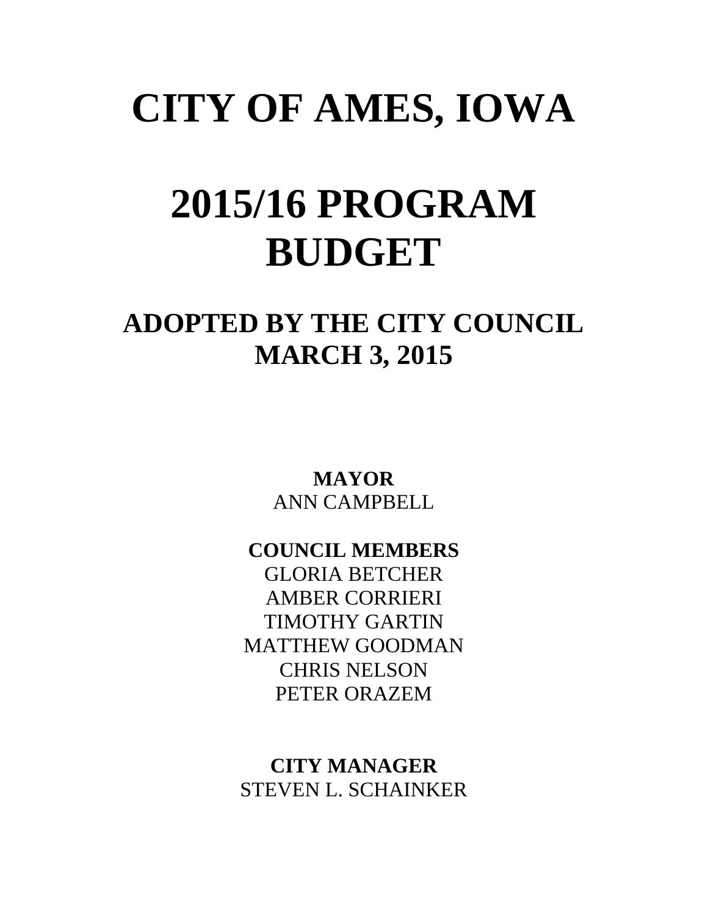# CITY OF AMES, IOWA

# 2015/16 PROGRAM BUDGET

## ADOPTED BY THE CITY COUNCIL MARCH 3, 2015

**MAYOR**
ANN CAMPBELL

**COUNCIL MEMBERS**
GLORIA BETCHER
AMBER CORRIERI
TIMOTHY GARTIN
MATTHEW GOODMAN
CHRIS NELSON
PETER ORAZEM

**CITY MANAGER**
STEVEN L. SCHAINKER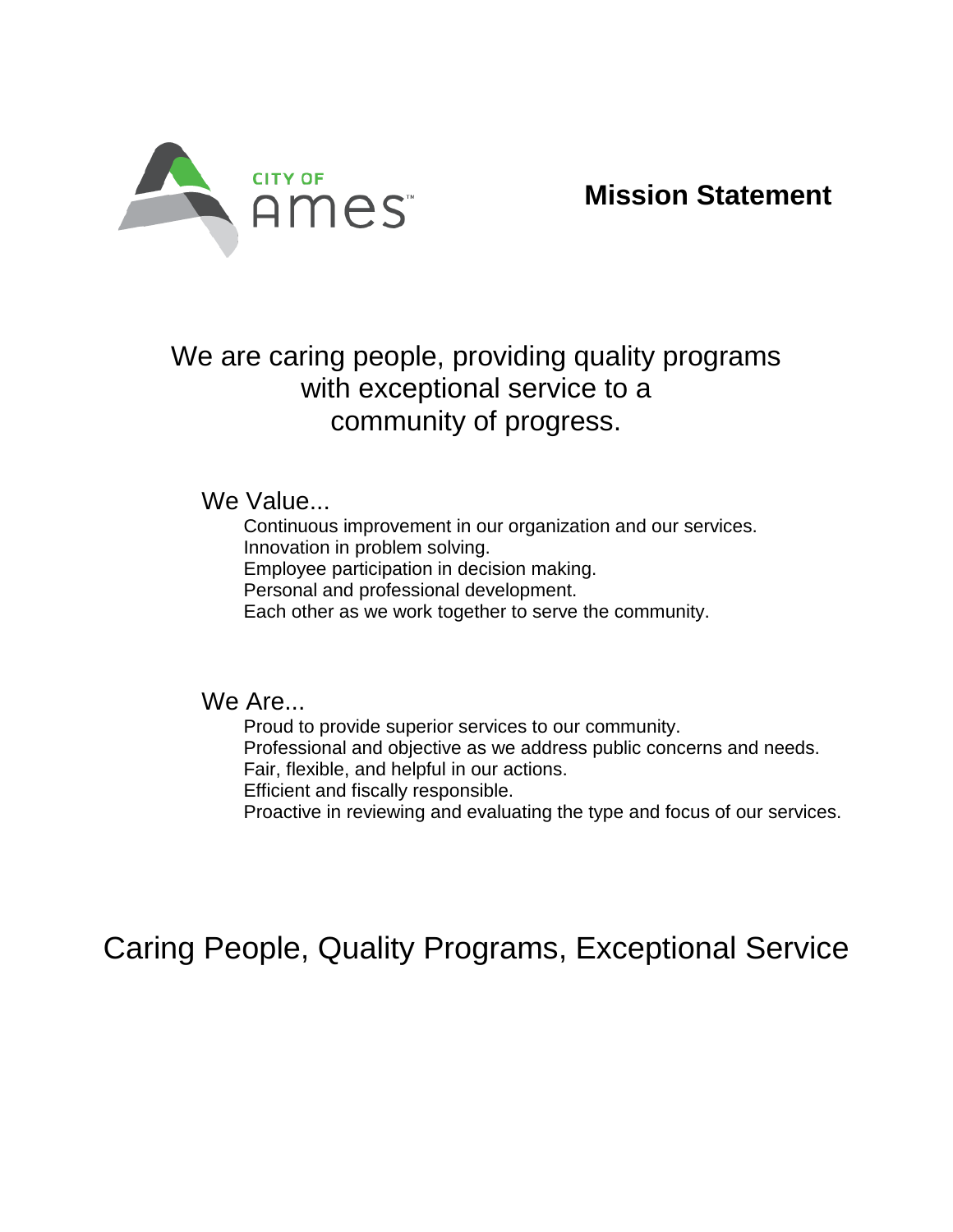CITY OF Ames

# Mission Statement

We are caring people, providing quality programs with exceptional service to a community of progress.

We Value...

- Continuous improvement in our organization and our services.
- Innovation in problem solving.
- Employee participation in decision making.
- Personal and professional development.
- Each other as we work together to serve the community.

We Are...

- Proud to provide superior services to our community.
- Professional and objective as we address public concerns and needs.
- Fair, flexible, and helpful in our actions.
- Efficient and fiscally responsible.
- Proactive in reviewing and evaluating the type and focus of our services.

Caring People, Quality Programs, Exceptional Service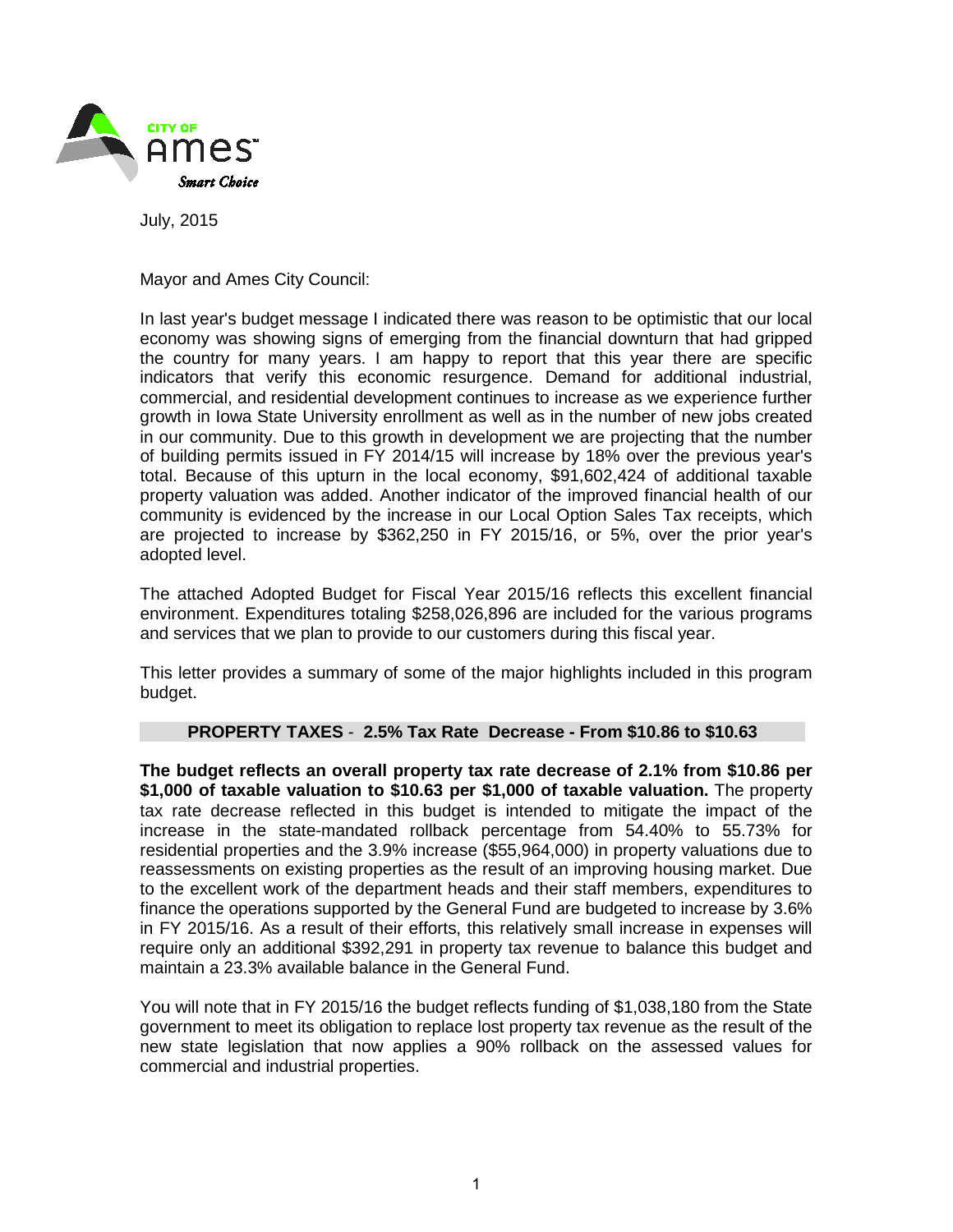July, 2015

Mayor and Ames City Council:

In last year's budget message I indicated there was reason to be optimistic that our local economy was showing signs of emerging from the financial downturn that had gripped the country for many years. I am happy to report that this year there are specific indicators that verify this economic resurgence. Demand for additional industrial, commercial, and residential development continues to increase as we experience further growth in Iowa State University enrollment as well as in the number of new jobs created in our community. Due to this growth in development we are projecting that the number of building permits issued in FY 2014/15 will increase by 18% over the previous year's total. Because of this upturn in the local economy, $91,602,424 of additional taxable property valuation was added. Another indicator of the improved financial health of our community is evidenced by the increase in our Local Option Sales Tax receipts, which are projected to increase by $362,250 in FY 2015/16, or 5%, over the prior year's adopted level.

The attached Adopted Budget for Fiscal Year 2015/16 reflects this excellent financial environment. Expenditures totaling $258,026,896 are included for the various programs and services that we plan to provide to our customers during this fiscal year.

This letter provides a summary of some of the major highlights included in this program budget.

## PROPERTY TAXES - 2.5% Tax Rate Decrease - From $10.86 to $10.63

**The budget reflects an overall property tax rate decrease of 2.1% from $10.86 per $1,000 of taxable valuation to $10.63 per $1,000 of taxable valuation.** The property tax rate decrease reflected in this budget is intended to mitigate the impact of the increase in the state-mandated rollback percentage from 54.40% to 55.73% for residential properties and the 3.9% increase ($55,964,000) in property valuations due to reassessments on existing properties as the result of an improving housing market. Due to the excellent work of the department heads and their staff members, expenditures to finance the operations supported by the General Fund are budgeted to increase by 3.6% in FY 2015/16. As a result of their efforts, this relatively small increase in expenses will require only an additional $392,291 in property tax revenue to balance this budget and maintain a 23.3% available balance in the General Fund.

You will note that in FY 2015/16 the budget reflects funding of $1,038,180 from the State government to meet its obligation to replace lost property tax revenue as the result of the new state legislation that now applies a 90% rollback on the assessed values for commercial and industrial properties.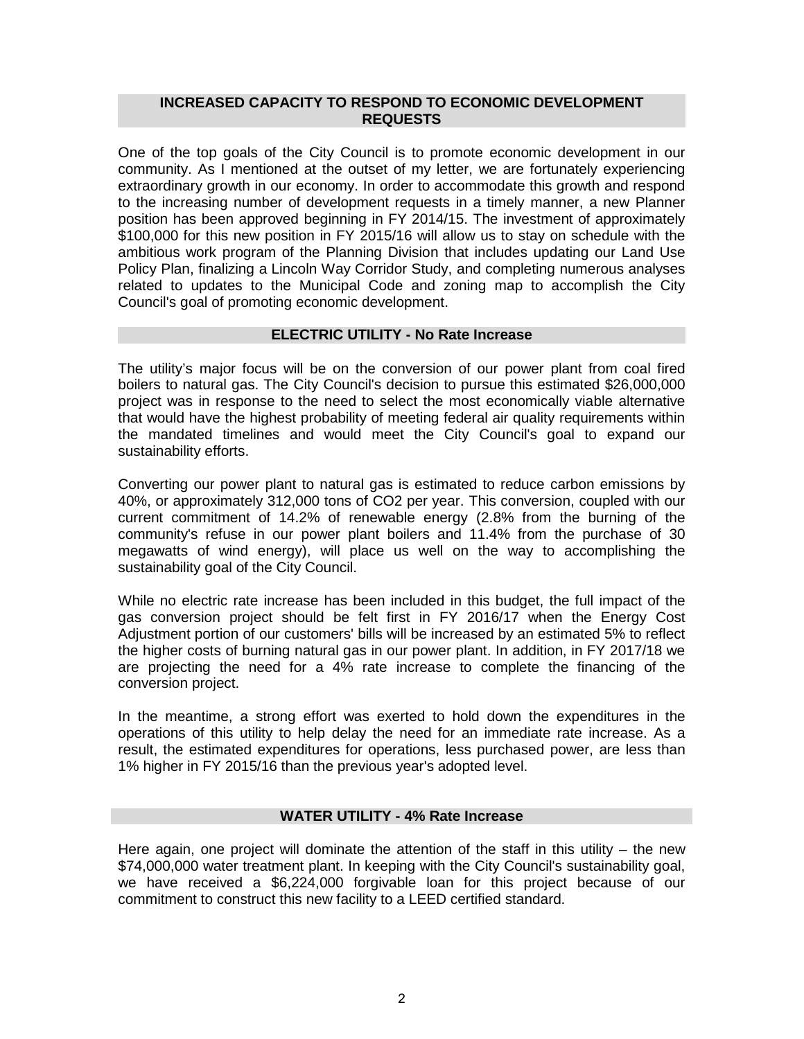## INCREASED CAPACITY TO RESPOND TO ECONOMIC DEVELOPMENT REQUESTS

One of the top goals of the City Council is to promote economic development in our community. As I mentioned at the outset of my letter, we are fortunately experiencing extraordinary growth in our economy. In order to accommodate this growth and respond to the increasing number of development requests in a timely manner, a new Planner position has been approved beginning in FY 2014/15. The investment of approximately \$100,000 for this new position in FY 2015/16 will allow us to stay on schedule with the ambitious work program of the Planning Division that includes updating our Land Use Policy Plan, finalizing a Lincoln Way Corridor Study, and completing numerous analyses related to updates to the Municipal Code and zoning map to accomplish the City Council's goal of promoting economic development.

## ELECTRIC UTILITY - No Rate Increase

The utility's major focus will be on the conversion of our power plant from coal fired boilers to natural gas. The City Council's decision to pursue this estimated \$26,000,000 project was in response to the need to select the most economically viable alternative that would have the highest probability of meeting federal air quality requirements within the mandated timelines and would meet the City Council's goal to expand our sustainability efforts.

Converting our power plant to natural gas is estimated to reduce carbon emissions by 40%, or approximately 312,000 tons of $CO_2$ per year. This conversion, coupled with our current commitment of 14.2% of renewable energy (2.8% from the burning of the community's refuse in our power plant boilers and 11.4% from the purchase of 30 megawatts of wind energy), will place us well on the way to accomplishing the sustainability goal of the City Council.

While no electric rate increase has been included in this budget, the full impact of the gas conversion project should be felt first in FY 2016/17 when the Energy Cost Adjustment portion of our customers' bills will be increased by an estimated 5% to reflect the higher costs of burning natural gas in our power plant. In addition, in FY 2017/18 we are projecting the need for a 4% rate increase to complete the financing of the conversion project.

In the meantime, a strong effort was exerted to hold down the expenditures in the operations of this utility to help delay the need for an immediate rate increase. As a result, the estimated expenditures for operations, less purchased power, are less than 1% higher in FY 2015/16 than the previous year's adopted level.

## WATER UTILITY - 4% Rate Increase

Here again, one project will dominate the attention of the staff in this utility – the new \$74,000,000 water treatment plant. In keeping with the City Council's sustainability goal, we have received a \$6,224,000 forgivable loan for this project because of our commitment to construct this new facility to a LEED certified standard.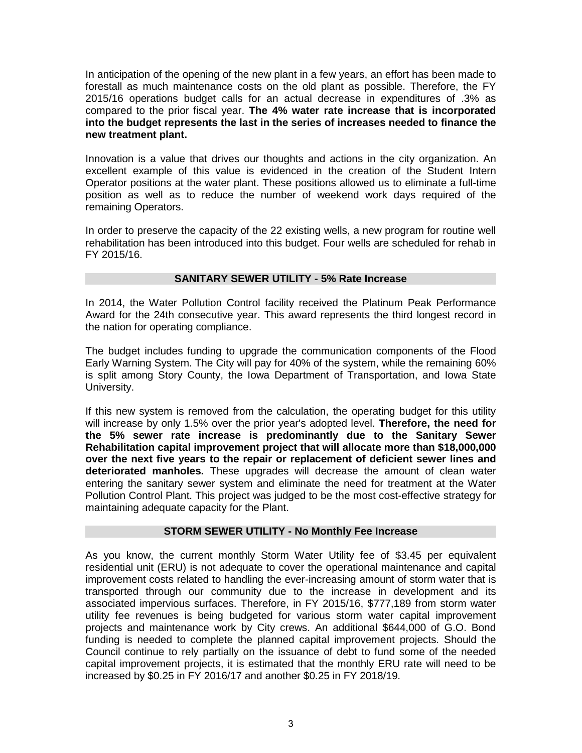In anticipation of the opening of the new plant in a few years, an effort has been made to forestall as much maintenance costs on the old plant as possible. Therefore, the FY 2015/16 operations budget calls for an actual decrease in expenditures of .3% as compared to the prior fiscal year. **The 4% water rate increase that is incorporated into the budget represents the last in the series of increases needed to finance the new treatment plant.**

Innovation is a value that drives our thoughts and actions in the city organization. An excellent example of this value is evidenced in the creation of the Student Intern Operator positions at the water plant. These positions allowed us to eliminate a full-time position as well as to reduce the number of weekend work days required of the remaining Operators.

In order to preserve the capacity of the 22 existing wells, a new program for routine well rehabilitation has been introduced into this budget. Four wells are scheduled for rehab in FY 2015/16.

## SANITARY SEWER UTILITY - 5% Rate Increase

In 2014, the Water Pollution Control facility received the Platinum Peak Performance Award for the 24th consecutive year. This award represents the third longest record in the nation for operating compliance.

The budget includes funding to upgrade the communication components of the Flood Early Warning System. The City will pay for 40% of the system, while the remaining 60% is split among Story County, the Iowa Department of Transportation, and Iowa State University.

If this new system is removed from the calculation, the operating budget for this utility will increase by only 1.5% over the prior year's adopted level. **Therefore, the need for the 5% sewer rate increase is predominantly due to the Sanitary Sewer Rehabilitation capital improvement project that will allocate more than $18,000,000 over the next five years to the repair or replacement of deficient sewer lines and deteriorated manholes.** These upgrades will decrease the amount of clean water entering the sanitary sewer system and eliminate the need for treatment at the Water Pollution Control Plant. This project was judged to be the most cost-effective strategy for maintaining adequate capacity for the Plant.

## STORM SEWER UTILITY - No Monthly Fee Increase

As you know, the current monthly Storm Water Utility fee of $3.45 per equivalent residential unit (ERU) is not adequate to cover the operational maintenance and capital improvement costs related to handling the ever-increasing amount of storm water that is transported through our community due to the increase in development and its associated impervious surfaces. Therefore, in FY 2015/16, $777,189 from storm water utility fee revenues is being budgeted for various storm water capital improvement projects and maintenance work by City crews. An additional $644,000 of G.O. Bond funding is needed to complete the planned capital improvement projects. Should the Council continue to rely partially on the issuance of debt to fund some of the needed capital improvement projects, it is estimated that the monthly ERU rate will need to be increased by $0.25 in FY 2016/17 and another $0.25 in FY 2018/19.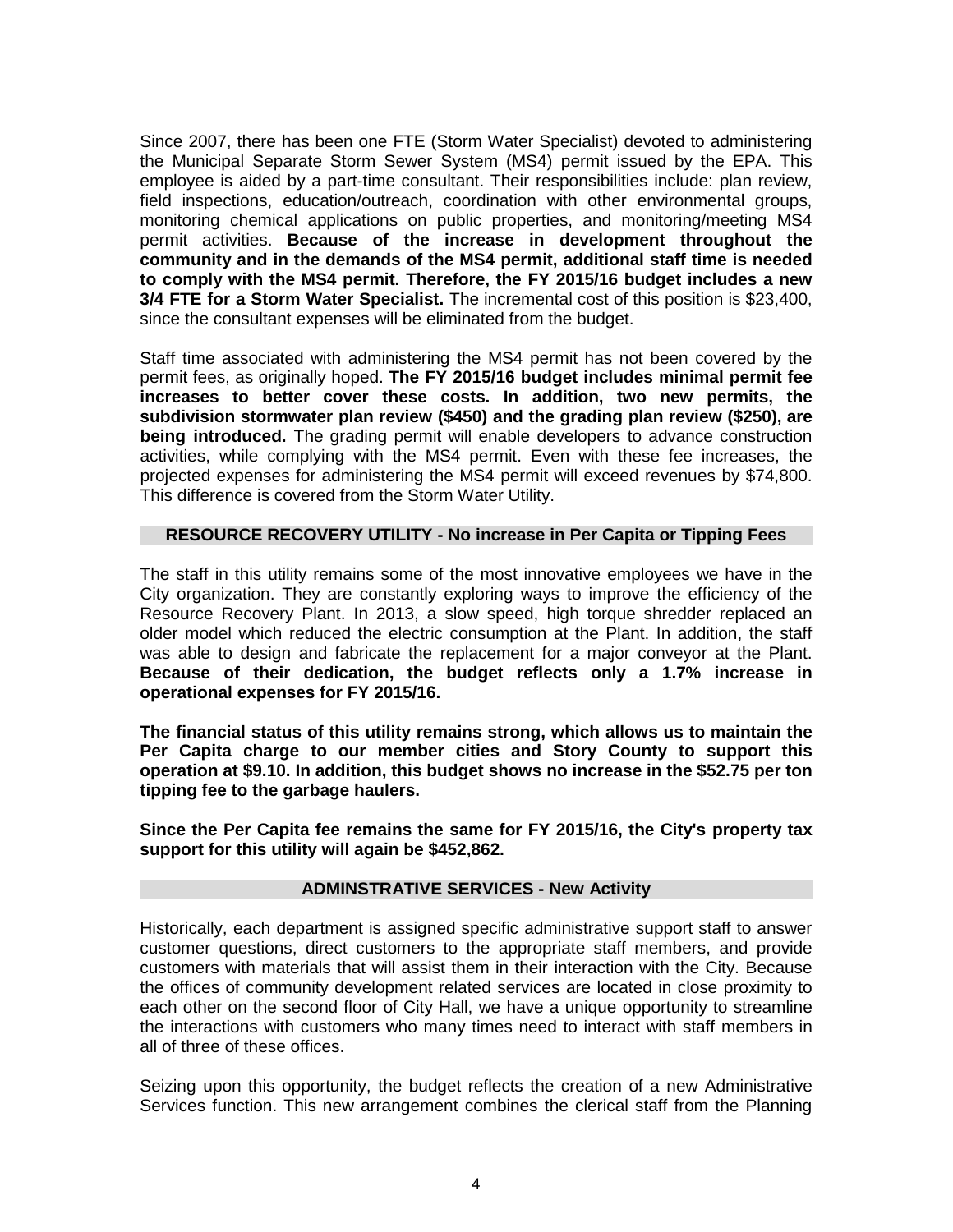Since 2007, there has been one FTE (Storm Water Specialist) devoted to administering the Municipal Separate Storm Sewer System (MS4) permit issued by the EPA. This employee is aided by a part-time consultant. Their responsibilities include: plan review, field inspections, education/outreach, coordination with other environmental groups, monitoring chemical applications on public properties, and monitoring/meeting MS4 permit activities. **Because of the increase in development throughout the community and in the demands of the MS4 permit, additional staff time is needed to comply with the MS4 permit. Therefore, the FY 2015/16 budget includes a new 3/4 FTE for a Storm Water Specialist.** The incremental cost of this position is $23,400, since the consultant expenses will be eliminated from the budget.

Staff time associated with administering the MS4 permit has not been covered by the permit fees, as originally hoped. **The FY 2015/16 budget includes minimal permit fee increases to better cover these costs. In addition, two new permits, the subdivision stormwater plan review ($450) and the grading plan review ($250), are being introduced.** The grading permit will enable developers to advance construction activities, while complying with the MS4 permit. Even with these fee increases, the projected expenses for administering the MS4 permit will exceed revenues by $74,800. This difference is covered from the Storm Water Utility.

## RESOURCE RECOVERY UTILITY - No increase in Per Capita or Tipping Fees

The staff in this utility remains some of the most innovative employees we have in the City organization. They are constantly exploring ways to improve the efficiency of the Resource Recovery Plant. In 2013, a slow speed, high torque shredder replaced an older model which reduced the electric consumption at the Plant. In addition, the staff was able to design and fabricate the replacement for a major conveyor at the Plant. **Because of their dedication, the budget reflects only a 1.7% increase in operational expenses for FY 2015/16.**

**The financial status of this utility remains strong, which allows us to maintain the Per Capita charge to our member cities and Story County to support this operation at $9.10. In addition, this budget shows no increase in the $52.75 per ton tipping fee to the garbage haulers.**

**Since the Per Capita fee remains the same for FY 2015/16, the City's property tax support for this utility will again be $452,862.**

## ADMINSTRATIVE SERVICES - New Activity

Historically, each department is assigned specific administrative support staff to answer customer questions, direct customers to the appropriate staff members, and provide customers with materials that will assist them in their interaction with the City. Because the offices of community development related services are located in close proximity to each other on the second floor of City Hall, we have a unique opportunity to streamline the interactions with customers who many times need to interact with staff members in all of three of these offices.

Seizing upon this opportunity, the budget reflects the creation of a new Administrative Services function. This new arrangement combines the clerical staff from the Planning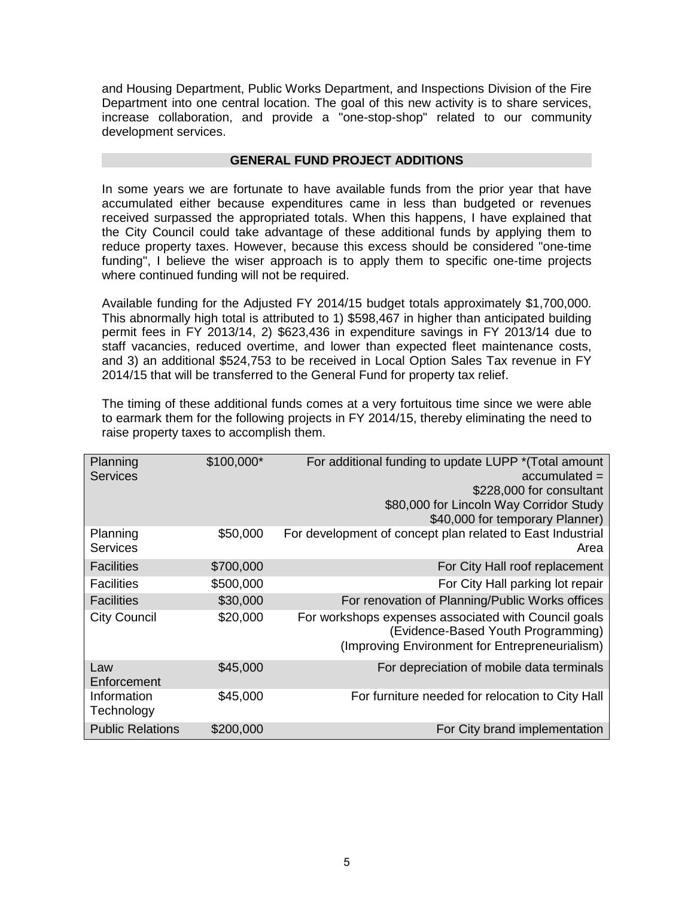and Housing Department, Public Works Department, and Inspections Division of the Fire Department into one central location. The goal of this new activity is to share services, increase collaboration, and provide a "one-stop-shop" related to our community development services.

## GENERAL FUND PROJECT ADDITIONS

In some years we are fortunate to have available funds from the prior year that have accumulated either because expenditures came in less than budgeted or revenues received surpassed the appropriated totals. When this happens, I have explained that the City Council could take advantage of these additional funds by applying them to reduce property taxes. However, because this excess should be considered "one-time funding", I believe the wiser approach is to apply them to specific one-time projects where continued funding will not be required.

Available funding for the Adjusted FY 2014/15 budget totals approximately $1,700,000. This abnormally high total is attributed to 1) $598,467 in higher than anticipated building permit fees in FY 2013/14, 2) $623,436 in expenditure savings in FY 2013/14 due to staff vacancies, reduced overtime, and lower than expected fleet maintenance costs, and 3) an additional $524,753 to be received in Local Option Sales Tax revenue in FY 2014/15 that will be transferred to the General Fund for property tax relief.

The timing of these additional funds comes at a very fortuitous time since we were able to earmark them for the following projects in FY 2014/15, thereby eliminating the need to raise property taxes to accomplish them.

| Department | Amount | Purpose |
|---|---|---|
| Planning Services | $100,000* | For additional funding to update LUPP *(Total amount accumulated = $228,000 for consultant $80,000 for Lincoln Way Corridor Study $40,000 for temporary Planner) |
| Planning Services | $50,000 | For development of concept plan related to East Industrial Area |
| Facilities | $700,000 | For City Hall roof replacement |
| Facilities | $500,000 | For City Hall parking lot repair |
| Facilities | $30,000 | For renovation of Planning/Public Works offices |
| City Council | $20,000 | For workshops expenses associated with Council goals (Evidence-Based Youth Programming) (Improving Environment for Entrepreneurialism) |
| Law Enforcement | $45,000 | For depreciation of mobile data terminals |
| Information Technology | $45,000 | For furniture needed for relocation to City Hall |
| Public Relations | $200,000 | For City brand implementation |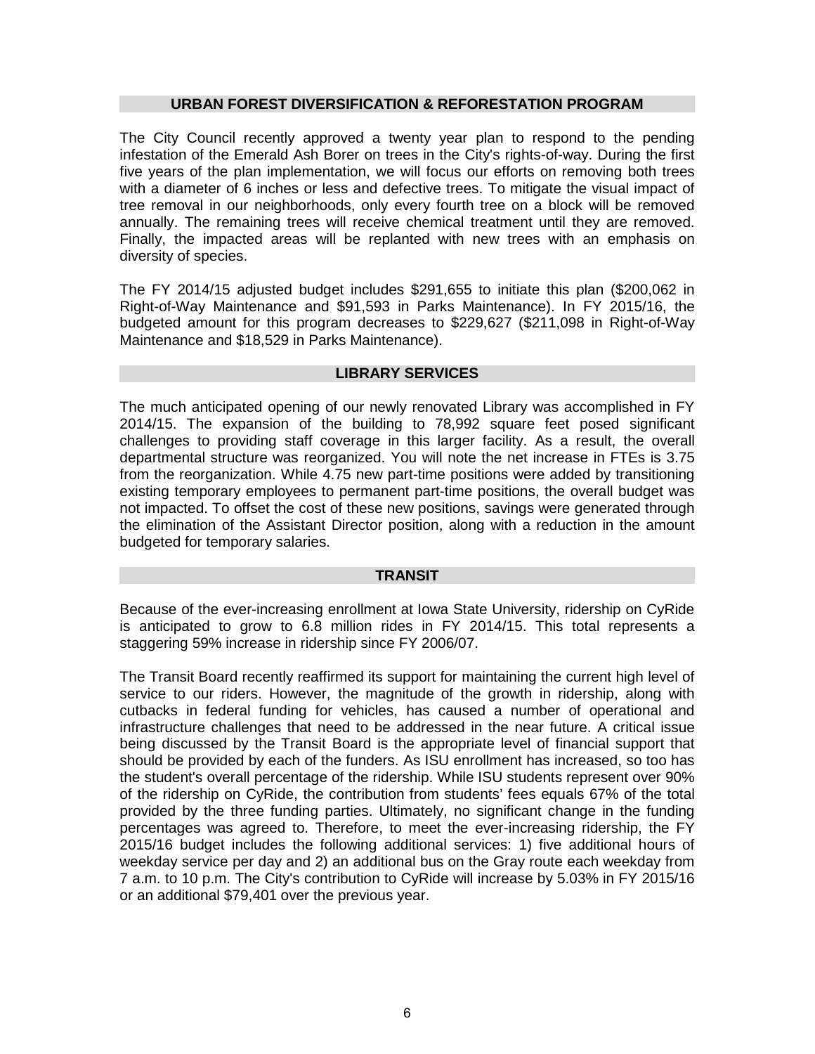## URBAN FOREST DIVERSIFICATION & REFORESTATION PROGRAM

The City Council recently approved a twenty year plan to respond to the pending infestation of the Emerald Ash Borer on trees in the City's rights-of-way. During the first five years of the plan implementation, we will focus our efforts on removing both trees with a diameter of 6 inches or less and defective trees. To mitigate the visual impact of tree removal in our neighborhoods, only every fourth tree on a block will be removed annually. The remaining trees will receive chemical treatment until they are removed. Finally, the impacted areas will be replanted with new trees with an emphasis on diversity of species.

The FY 2014/15 adjusted budget includes $291,655 to initiate this plan ($200,062 in Right-of-Way Maintenance and $91,593 in Parks Maintenance). In FY 2015/16, the budgeted amount for this program decreases to $229,627 ($211,098 in Right-of-Way Maintenance and $18,529 in Parks Maintenance).

## LIBRARY SERVICES

The much anticipated opening of our newly renovated Library was accomplished in FY 2014/15. The expansion of the building to 78,992 square feet posed significant challenges to providing staff coverage in this larger facility. As a result, the overall departmental structure was reorganized. You will note the net increase in FTEs is 3.75 from the reorganization. While 4.75 new part-time positions were added by transitioning existing temporary employees to permanent part-time positions, the overall budget was not impacted. To offset the cost of these new positions, savings were generated through the elimination of the Assistant Director position, along with a reduction in the amount budgeted for temporary salaries.

## TRANSIT

Because of the ever-increasing enrollment at Iowa State University, ridership on CyRide is anticipated to grow to 6.8 million rides in FY 2014/15. This total represents a staggering 59% increase in ridership since FY 2006/07.

The Transit Board recently reaffirmed its support for maintaining the current high level of service to our riders. However, the magnitude of the growth in ridership, along with cutbacks in federal funding for vehicles, has caused a number of operational and infrastructure challenges that need to be addressed in the near future. A critical issue being discussed by the Transit Board is the appropriate level of financial support that should be provided by each of the funders. As ISU enrollment has increased, so too has the student's overall percentage of the ridership. While ISU students represent over 90% of the ridership on CyRide, the contribution from students' fees equals 67% of the total provided by the three funding parties. Ultimately, no significant change in the funding percentages was agreed to. Therefore, to meet the ever-increasing ridership, the FY 2015/16 budget includes the following additional services: 1) five additional hours of weekday service per day and 2) an additional bus on the Gray route each weekday from 7 a.m. to 10 p.m. The City's contribution to CyRide will increase by 5.03% in FY 2015/16 or an additional $79,401 over the previous year.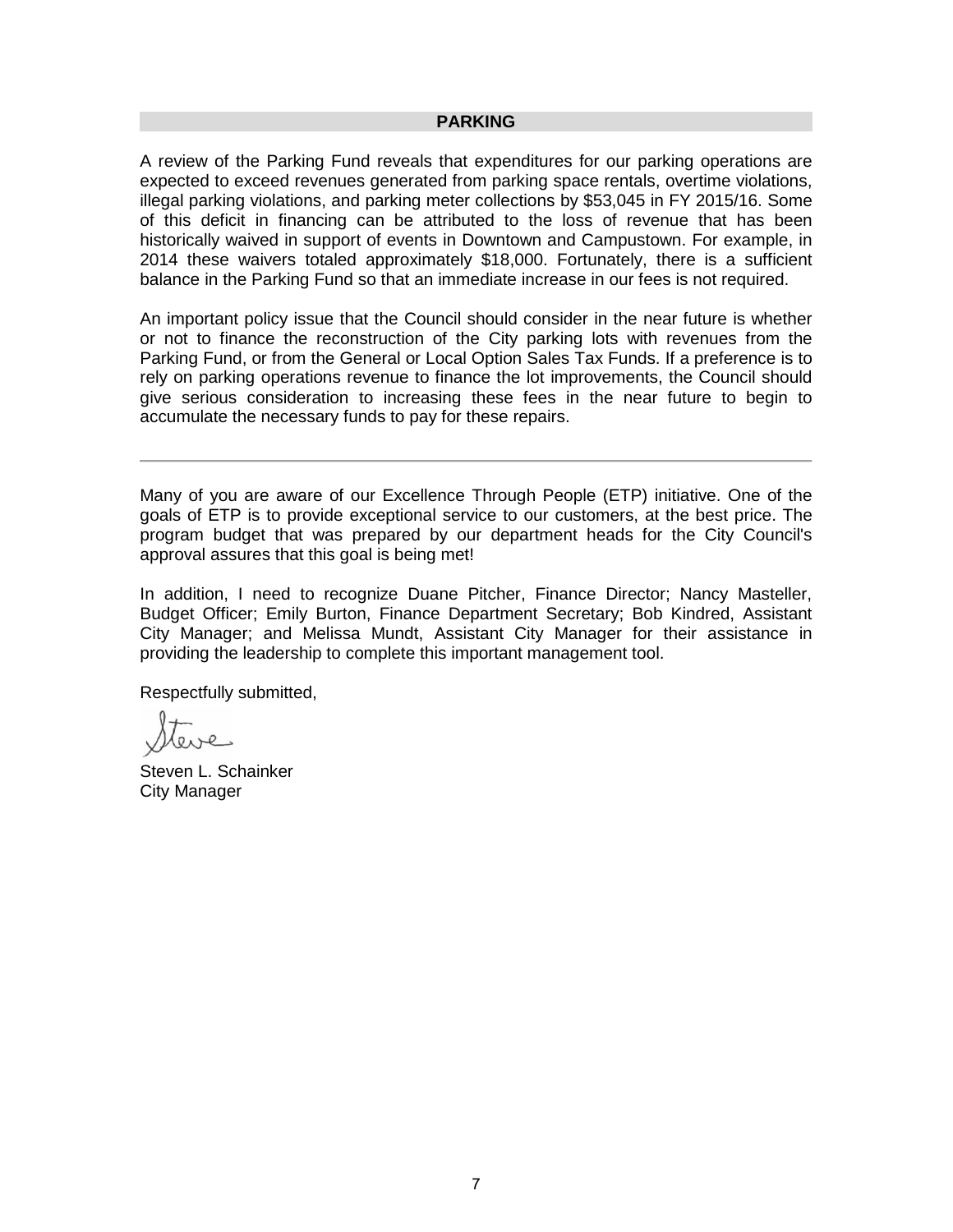## PARKING

A review of the Parking Fund reveals that expenditures for our parking operations are expected to exceed revenues generated from parking space rentals, overtime violations, illegal parking violations, and parking meter collections by $53,045 in FY 2015/16. Some of this deficit in financing can be attributed to the loss of revenue that has been historically waived in support of events in Downtown and Campustown. For example, in 2014 these waivers totaled approximately $18,000. Fortunately, there is a sufficient balance in the Parking Fund so that an immediate increase in our fees is not required.

An important policy issue that the Council should consider in the near future is whether or not to finance the reconstruction of the City parking lots with revenues from the Parking Fund, or from the General or Local Option Sales Tax Funds. If a preference is to rely on parking operations revenue to finance the lot improvements, the Council should give serious consideration to increasing these fees in the near future to begin to accumulate the necessary funds to pay for these repairs.

---

Many of you are aware of our Excellence Through People (ETP) initiative. One of the goals of ETP is to provide exceptional service to our customers, at the best price. The program budget that was prepared by our department heads for the City Council's approval assures that this goal is being met!

In addition, I need to recognize Duane Pitcher, Finance Director; Nancy Masteller, Budget Officer; Emily Burton, Finance Department Secretary; Bob Kindred, Assistant City Manager; and Melissa Mundt, Assistant City Manager for their assistance in providing the leadership to complete this important management tool.

Respectfully submitted,

Steve

Steven L. Schainker
City Manager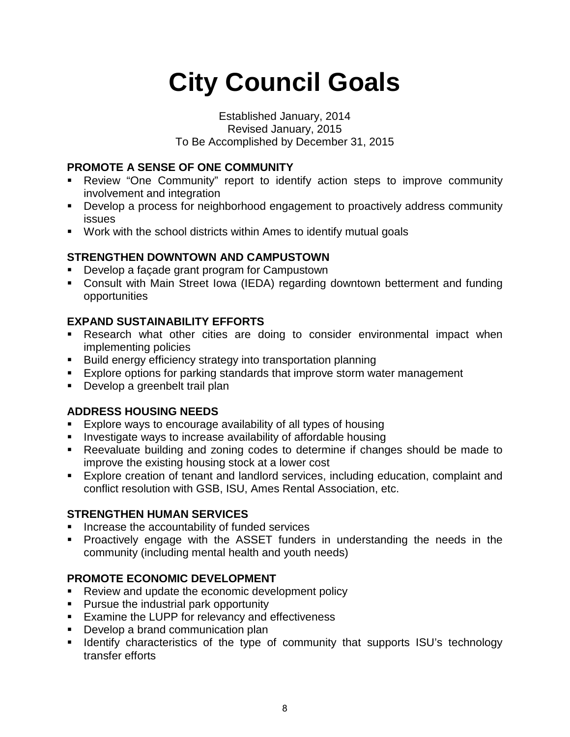# City Council Goals

Established January, 2014
Revised January, 2015
To Be Accomplished by December 31, 2015

## PROMOTE A SENSE OF ONE COMMUNITY

- Review “One Community” report to identify action steps to improve community involvement and integration
- Develop a process for neighborhood engagement to proactively address community issues
- Work with the school districts within Ames to identify mutual goals

## STRENGTHEN DOWNTOWN AND CAMPUSTOWN

- Develop a façade grant program for Campustown
- Consult with Main Street Iowa (IEDA) regarding downtown betterment and funding opportunities

## EXPAND SUSTAINABILITY EFFORTS

- Research what other cities are doing to consider environmental impact when implementing policies
- Build energy efficiency strategy into transportation planning
- Explore options for parking standards that improve storm water management
- Develop a greenbelt trail plan

## ADDRESS HOUSING NEEDS

- Explore ways to encourage availability of all types of housing
- Investigate ways to increase availability of affordable housing
- Reevaluate building and zoning codes to determine if changes should be made to improve the existing housing stock at a lower cost
- Explore creation of tenant and landlord services, including education, complaint and conflict resolution with GSB, ISU, Ames Rental Association, etc.

## STRENGTHEN HUMAN SERVICES

- Increase the accountability of funded services
- Proactively engage with the ASSET funders in understanding the needs in the community (including mental health and youth needs)

## PROMOTE ECONOMIC DEVELOPMENT

- Review and update the economic development policy
- Pursue the industrial park opportunity
- Examine the LUPP for relevancy and effectiveness
- Develop a brand communication plan
- Identify characteristics of the type of community that supports ISU’s technology transfer efforts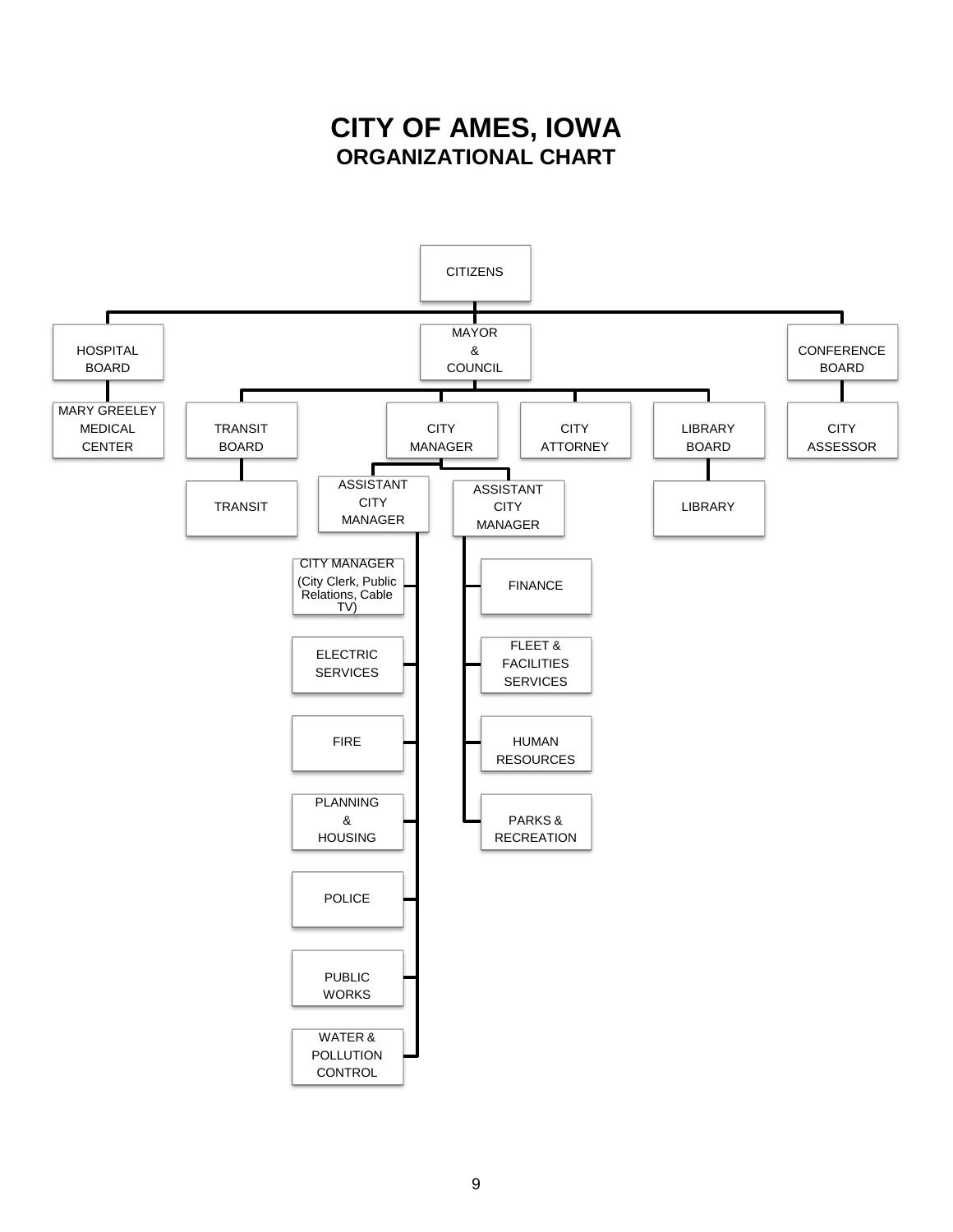# CITY OF AMES, IOWA
## ORGANIZATIONAL CHART

- CITIZENS
  - HOSPITAL BOARD
    - MARY GREELEY MEDICAL CENTER
  - MAYOR & COUNCIL
    - TRANSIT BOARD
      - TRANSIT
    - CITY MANAGER
      - ASSISTANT CITY MANAGER
        - CITY MANAGER (City Clerk, Public Relations, Cable TV)
        - ELECTRIC SERVICES
        - FIRE
        - PLANNING & HOUSING
        - POLICE
        - PUBLIC WORKS
        - WATER & POLLUTION CONTROL
      - ASSISTANT CITY MANAGER
        - FINANCE
        - FLEET & FACILITIES SERVICES
        - HUMAN RESOURCES
        - PARKS & RECREATION
    - CITY ATTORNEY
    - LIBRARY BOARD
      - LIBRARY
  - CONFERENCE BOARD
    - CITY ASSESSOR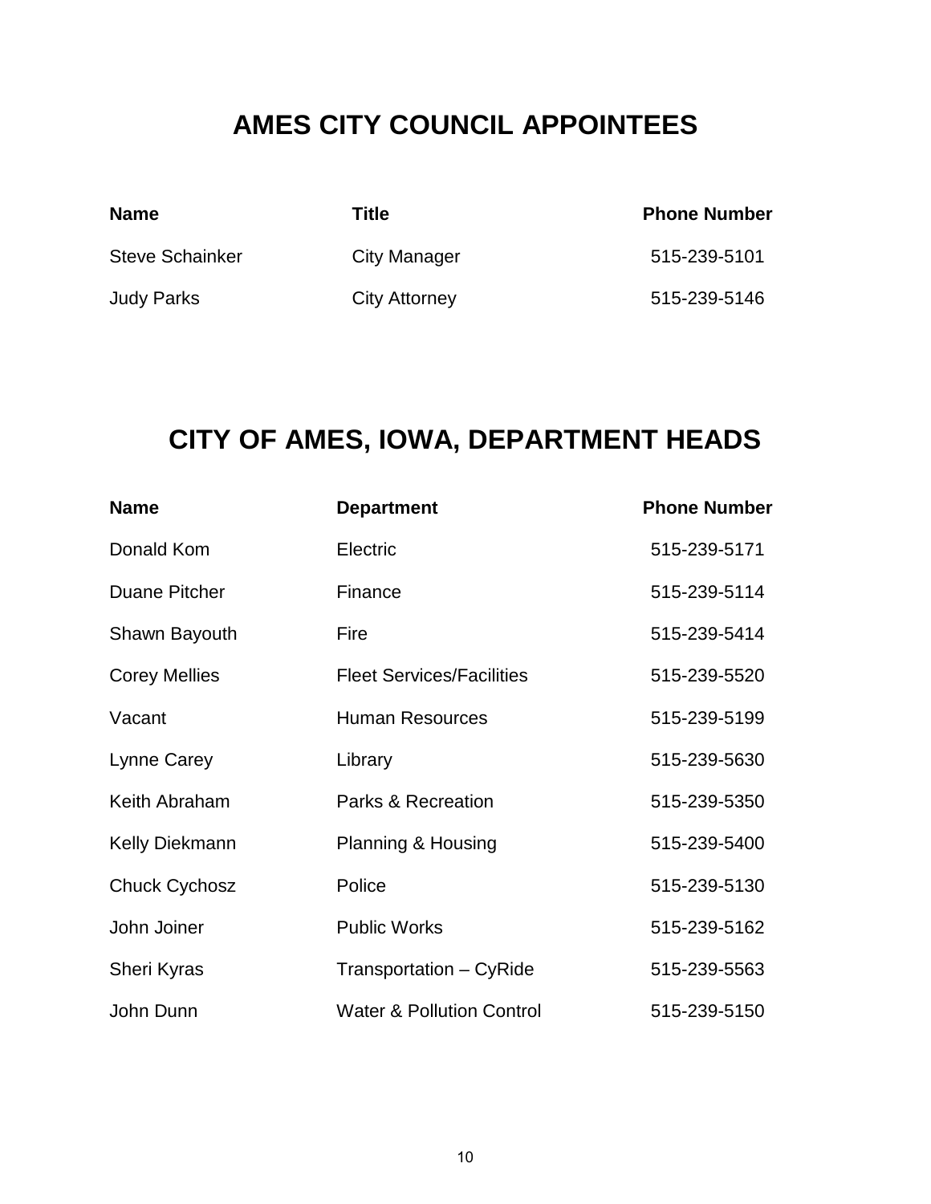# AMES CITY COUNCIL APPOINTEES

| Name | Title | Phone Number |
| --- | --- | --- |
| Steve Schainker | City Manager | 515-239-5101 |
| Judy Parks | City Attorney | 515-239-5146 |

# CITY OF AMES, IOWA, DEPARTMENT HEADS

| Name | Department | Phone Number |
| --- | --- | --- |
| Donald Kom | Electric | 515-239-5171 |
| Duane Pitcher | Finance | 515-239-5114 |
| Shawn Bayouth | Fire | 515-239-5414 |
| Corey Mellies | Fleet Services/Facilities | 515-239-5520 |
| Vacant | Human Resources | 515-239-5199 |
| Lynne Carey | Library | 515-239-5630 |
| Keith Abraham | Parks & Recreation | 515-239-5350 |
| Kelly Diekmann | Planning & Housing | 515-239-5400 |
| Chuck Cychosz | Police | 515-239-5130 |
| John Joiner | Public Works | 515-239-5162 |
| Sheri Kyras | Transportation – CyRide | 515-239-5563 |
| John Dunn | Water & Pollution Control | 515-239-5150 |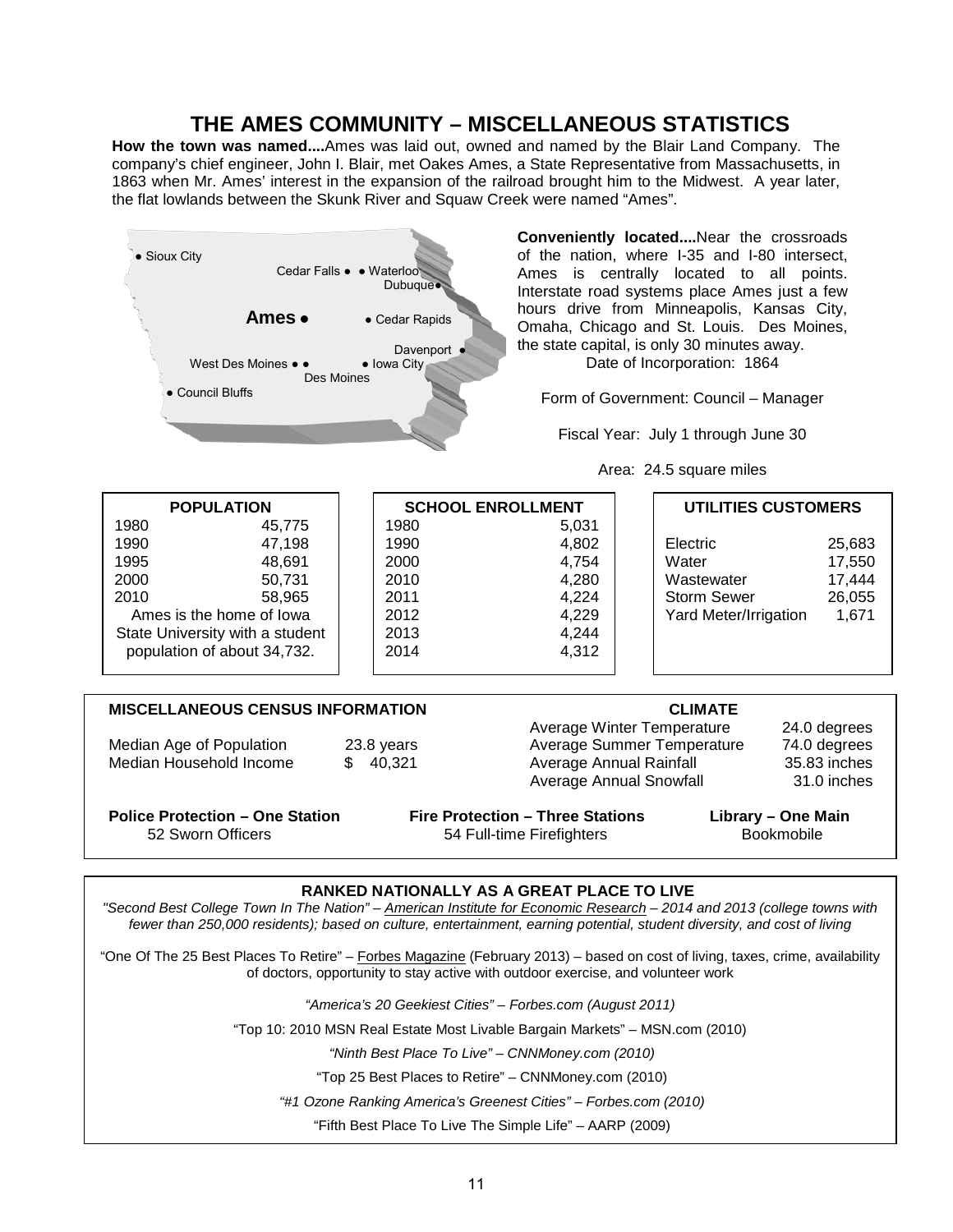# THE AMES COMMUNITY – MISCELLANEOUS STATISTICS

**How the town was named....**Ames was laid out, owned and named by the Blair Land Company. The company's chief engineer, John I. Blair, met Oakes Ames, a State Representative from Massachusetts, in 1863 when Mr. Ames' interest in the expansion of the railroad brought him to the Midwest. A year later, the flat lowlands between the Skunk River and Squaw Creek were named "Ames".

**Conveniently located....**Near the crossroads of the nation, where I-35 and I-80 intersect, Ames is centrally located to all points. Interstate road systems place Ames just a few hours drive from Minneapolis, Kansas City, Omaha, Chicago and St. Louis. Des Moines, the state capital, is only 30 minutes away.

Date of Incorporation: 1864

Form of Government: Council – Manager

Fiscal Year: July 1 through June 30

Area: 24.5 square miles

**POPULATION**

| Year | Population |
|---|---|
| 1980 | 45,775 |
| 1990 | 47,198 |
| 1995 | 48,691 |
| 2000 | 50,731 |
| 2010 | 58,965 |

Ames is the home of Iowa State University with a student population of about 34,732.

**SCHOOL ENROLLMENT**

| Year | Enrollment |
|---|---|
| 1980 | 5,031 |
| 1990 | 4,802 |
| 2000 | 4,754 |
| 2010 | 4,280 |
| 2011 | 4,224 |
| 2012 | 4,229 |
| 2013 | 4,244 |
| 2014 | 4,312 |

**UTILITIES CUSTOMERS**

| Utility | Customers |
|---|---|
| Electric | 25,683 |
| Water | 17,550 |
| Wastewater | 17,444 |
| Storm Sewer | 26,055 |
| Yard Meter/Irrigation | 1,671 |

**MISCELLANEOUS CENSUS INFORMATION**

| | |
|---|---|
| Median Age of Population | 23.8 years |
| Median Household Income | $ 40,321 |

**CLIMATE**

| | |
|---|---|
| Average Winter Temperature | 24.0 degrees |
| Average Summer Temperature | 74.0 degrees |
| Average Annual Rainfall | 35.83 inches |
| Average Annual Snowfall | 31.0 inches |

**Police Protection – One Station**
52 Sworn Officers

**Fire Protection – Three Stations**
54 Full-time Firefighters

**Library – One Main**
Bookmobile

**RANKED NATIONALLY AS A GREAT PLACE TO LIVE**

*"Second Best College Town In The Nation" – American Institute for Economic Research – 2014 and 2013 (college towns with fewer than 250,000 residents); based on culture, entertainment, earning potential, student diversity, and cost of living*

"One Of The 25 Best Places To Retire" – Forbes Magazine (February 2013) – based on cost of living, taxes, crime, availability of doctors, opportunity to stay active with outdoor exercise, and volunteer work

*"America's 20 Geekiest Cities" – Forbes.com (August 2011)*

"Top 10: 2010 MSN Real Estate Most Livable Bargain Markets" – MSN.com (2010)

*"Ninth Best Place To Live" – CNNMoney.com (2010)*

"Top 25 Best Places to Retire" – CNNMoney.com (2010)

*"#1 Ozone Ranking America's Greenest Cities" – Forbes.com (2010)*

"Fifth Best Place To Live The Simple Life" – AARP (2009)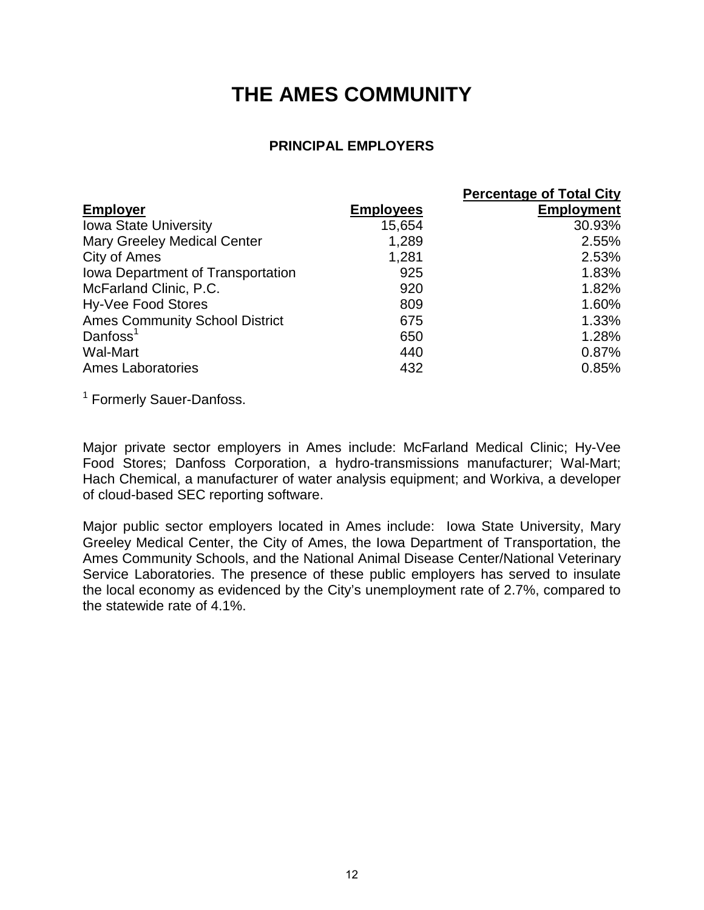# THE AMES COMMUNITY

## PRINCIPAL EMPLOYERS

| Employer | Employees | Percentage of Total City Employment |
|---|---|---|
| Iowa State University | 15,654 | 30.93% |
| Mary Greeley Medical Center | 1,289 | 2.55% |
| City of Ames | 1,281 | 2.53% |
| Iowa Department of Transportation | 925 | 1.83% |
| McFarland Clinic, P.C. | 920 | 1.82% |
| Hy-Vee Food Stores | 809 | 1.60% |
| Ames Community School District | 675 | 1.33% |
| Danfoss[1] | 650 | 1.28% |
| Wal-Mart | 440 | 0.87% |
| Ames Laboratories | 432 | 0.85% |

[1] Formerly Sauer-Danfoss.

Major private sector employers in Ames include: McFarland Medical Clinic; Hy-Vee Food Stores; Danfoss Corporation, a hydro-transmissions manufacturer; Wal-Mart; Hach Chemical, a manufacturer of water analysis equipment; and Workiva, a developer of cloud-based SEC reporting software.

Major public sector employers located in Ames include: Iowa State University, Mary Greeley Medical Center, the City of Ames, the Iowa Department of Transportation, the Ames Community Schools, and the National Animal Disease Center/National Veterinary Service Laboratories. The presence of these public employers has served to insulate the local economy as evidenced by the City's unemployment rate of 2.7%, compared to the statewide rate of 4.1%.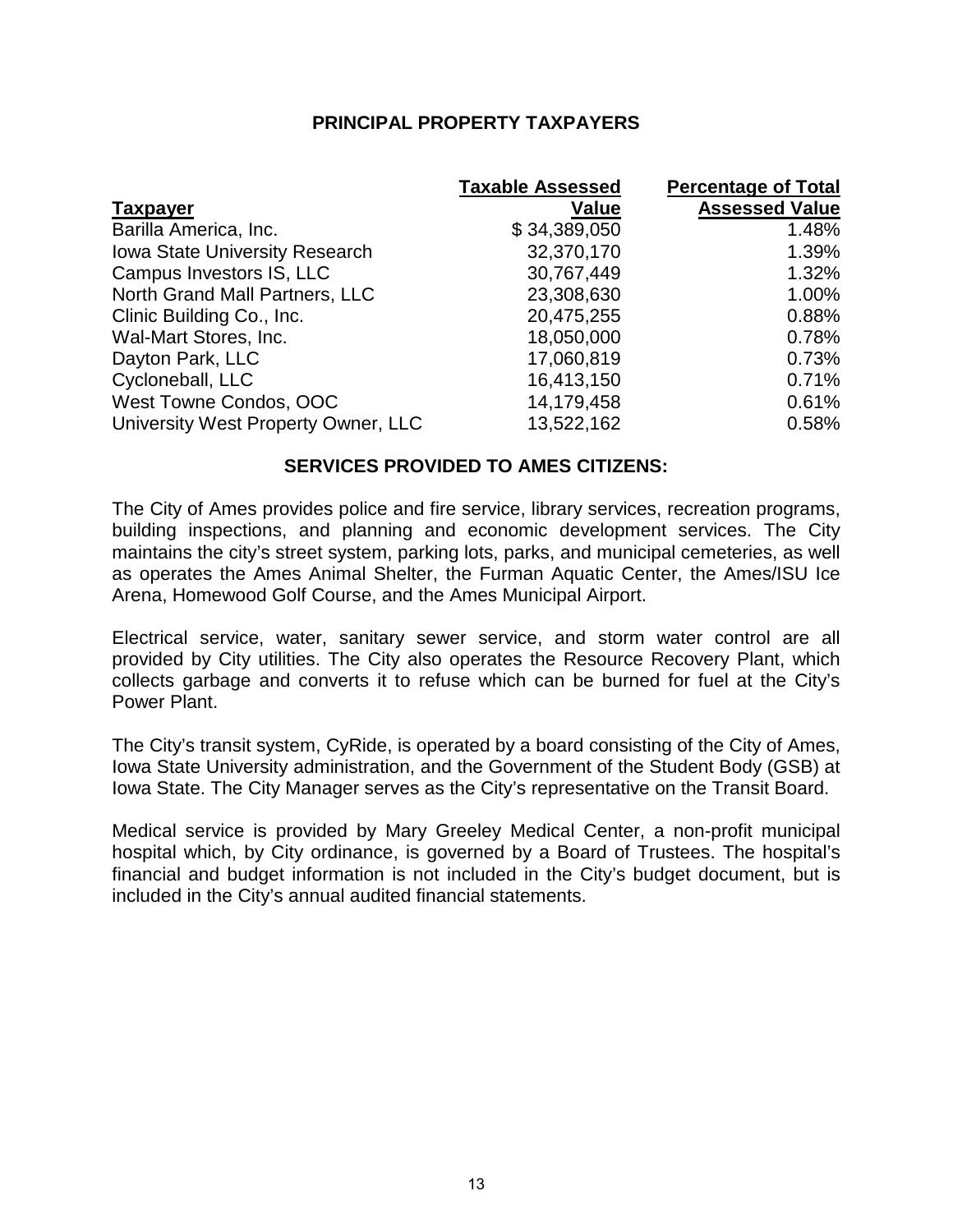## PRINCIPAL PROPERTY TAXPAYERS

| Taxpayer | Taxable Assessed Value | Percentage of Total Assessed Value |
|---|---|---|
| Barilla America, Inc. | $ 34,389,050 | 1.48% |
| Iowa State University Research | 32,370,170 | 1.39% |
| Campus Investors IS, LLC | 30,767,449 | 1.32% |
| North Grand Mall Partners, LLC | 23,308,630 | 1.00% |
| Clinic Building Co., Inc. | 20,475,255 | 0.88% |
| Wal-Mart Stores, Inc. | 18,050,000 | 0.78% |
| Dayton Park, LLC | 17,060,819 | 0.73% |
| Cycloneball, LLC | 16,413,150 | 0.71% |
| West Towne Condos, OOC | 14,179,458 | 0.61% |
| University West Property Owner, LLC | 13,522,162 | 0.58% |

## SERVICES PROVIDED TO AMES CITIZENS:

The City of Ames provides police and fire service, library services, recreation programs, building inspections, and planning and economic development services. The City maintains the city's street system, parking lots, parks, and municipal cemeteries, as well as operates the Ames Animal Shelter, the Furman Aquatic Center, the Ames/ISU Ice Arena, Homewood Golf Course, and the Ames Municipal Airport.

Electrical service, water, sanitary sewer service, and storm water control are all provided by City utilities. The City also operates the Resource Recovery Plant, which collects garbage and converts it to refuse which can be burned for fuel at the City's Power Plant.

The City's transit system, CyRide, is operated by a board consisting of the City of Ames, Iowa State University administration, and the Government of the Student Body (GSB) at Iowa State. The City Manager serves as the City's representative on the Transit Board.

Medical service is provided by Mary Greeley Medical Center, a non-profit municipal hospital which, by City ordinance, is governed by a Board of Trustees. The hospital's financial and budget information is not included in the City's budget document, but is included in the City's annual audited financial statements.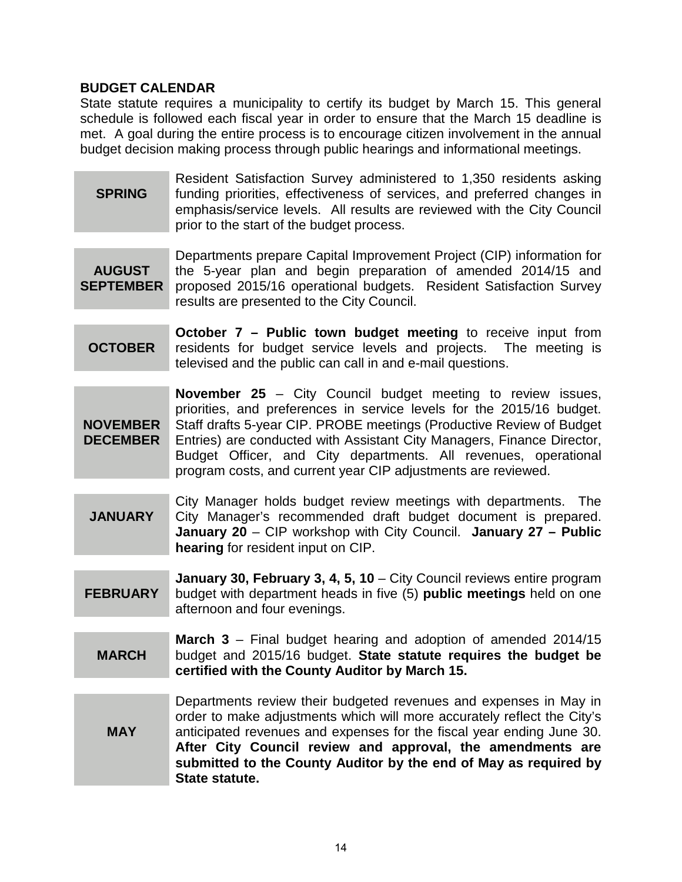## BUDGET CALENDAR

State statute requires a municipality to certify its budget by March 15. This general schedule is followed each fiscal year in order to ensure that the March 15 deadline is met. A goal during the entire process is to encourage citizen involvement in the annual budget decision making process through public hearings and informational meetings.

| | |
|---|---|
| **SPRING** | Resident Satisfaction Survey administered to 1,350 residents asking funding priorities, effectiveness of services, and preferred changes in emphasis/service levels. All results are reviewed with the City Council prior to the start of the budget process. |
| **AUGUST SEPTEMBER** | Departments prepare Capital Improvement Project (CIP) information for the 5-year plan and begin preparation of amended 2014/15 and proposed 2015/16 operational budgets. Resident Satisfaction Survey results are presented to the City Council. |
| **OCTOBER** | **October 7 – Public town budget meeting** to receive input from residents for budget service levels and projects. The meeting is televised and the public can call in and e-mail questions. |
| **NOVEMBER DECEMBER** | **November 25** – City Council budget meeting to review issues, priorities, and preferences in service levels for the 2015/16 budget. Staff drafts 5-year CIP. PROBE meetings (Productive Review of Budget Entries) are conducted with Assistant City Managers, Finance Director, Budget Officer, and City departments. All revenues, operational program costs, and current year CIP adjustments are reviewed. |
| **JANUARY** | City Manager holds budget review meetings with departments. The City Manager's recommended draft budget document is prepared. **January 20** – CIP workshop with City Council. **January 27 – Public hearing** for resident input on CIP. |
| **FEBRUARY** | **January 30, February 3, 4, 5, 10** – City Council reviews entire program budget with department heads in five (5) **public meetings** held on one afternoon and four evenings. |
| **MARCH** | **March 3** – Final budget hearing and adoption of amended 2014/15 budget and 2015/16 budget. **State statute requires the budget be certified with the County Auditor by March 15.** |
| **MAY** | Departments review their budgeted revenues and expenses in May in order to make adjustments which will more accurately reflect the City's anticipated revenues and expenses for the fiscal year ending June 30. **After City Council review and approval, the amendments are submitted to the County Auditor by the end of May as required by State statute.** |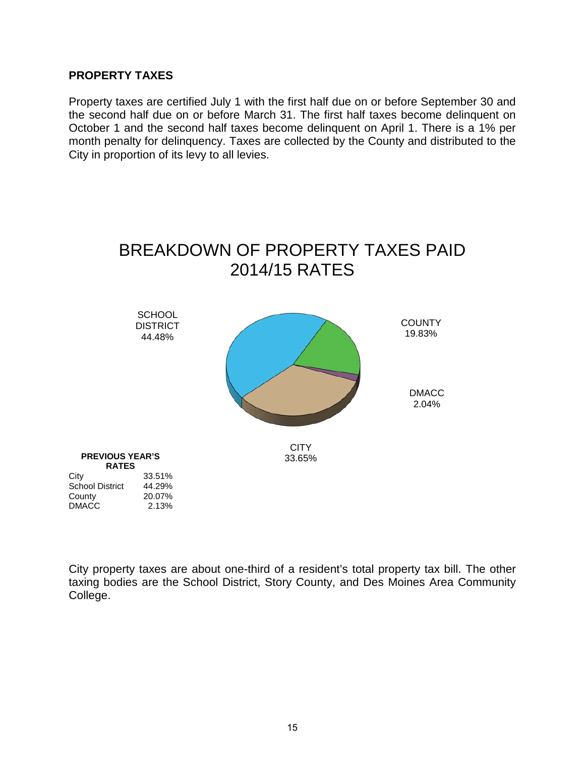## PROPERTY TAXES

Property taxes are certified July 1 with the first half due on or before September 30 and the second half due on or before March 31. The first half taxes become delinquent on October 1 and the second half taxes become delinquent on April 1. There is a 1% per month penalty for delinquency. Taxes are collected by the County and distributed to the City in proportion of its levy to all levies.

## BREAKDOWN OF PROPERTY TAXES PAID 2014/15 RATES

SCHOOL DISTRICT 44.48%

COUNTY 19.83%

DMACC 2.04%

CITY 33.65%

**PREVIOUS YEAR'S RATES**

| | |
|---|---|
| City | 33.51% |
| School District | 44.29% |
| County | 20.07% |
| DMACC | 2.13% |

City property taxes are about one-third of a resident's total property tax bill. The other taxing bodies are the School District, Story County, and Des Moines Area Community College.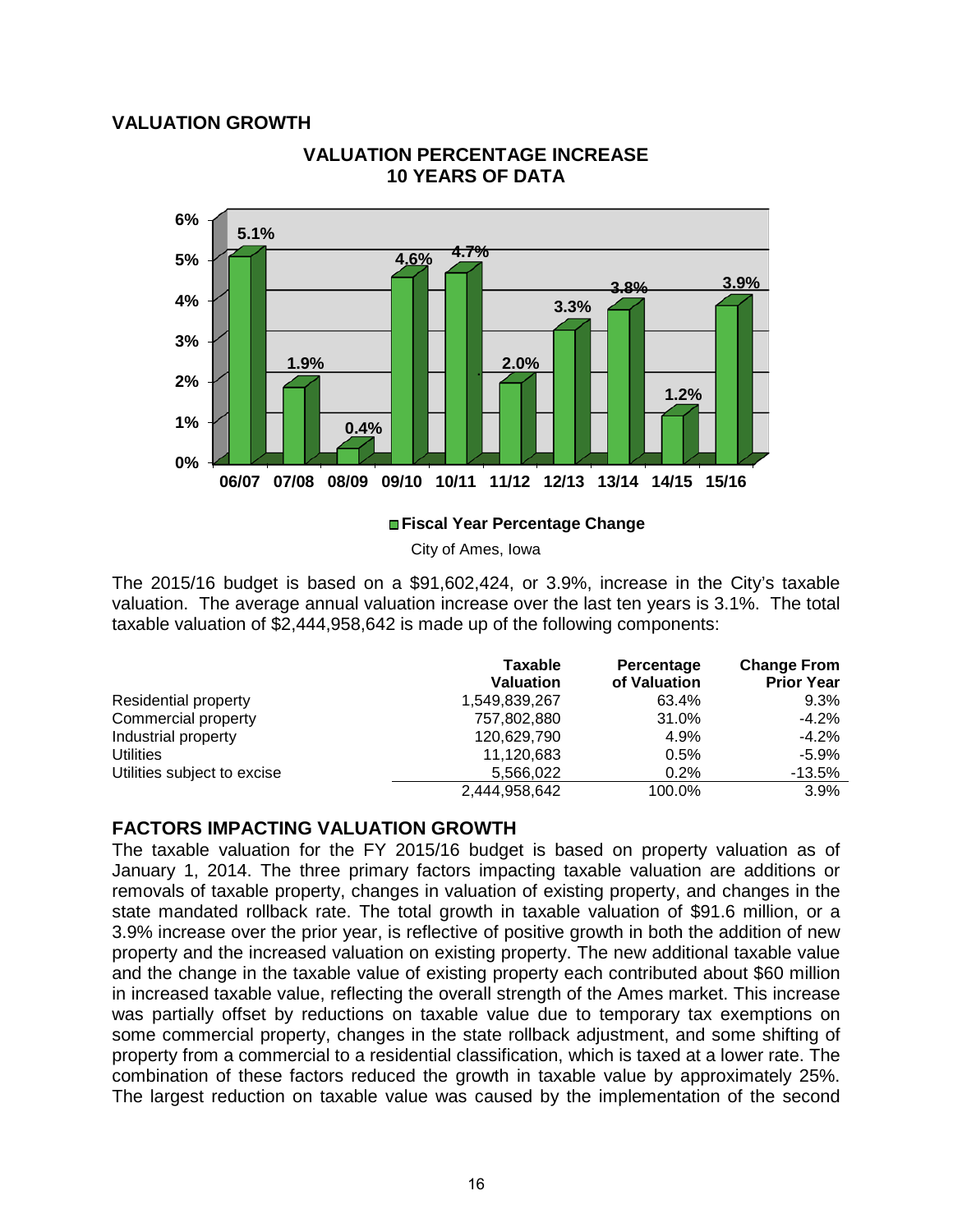## VALUATION GROWTH

**VALUATION PERCENTAGE INCREASE**
**10 YEARS OF DATA**

| Fiscal Year | Percentage Change |
|---|---|
| 06/07 | 5.1% |
| 07/08 | 1.9% |
| 08/09 | 0.4% |
| 09/10 | 4.6% |
| 10/11 | 4.7% |
| 11/12 | 2.0% |
| 12/13 | 3.3% |
| 13/14 | 3.8% |
| 14/15 | 1.2% |
| 15/16 | 3.9% |

Fiscal Year Percentage Change

City of Ames, Iowa

The 2015/16 budget is based on a $91,602,424, or 3.9%, increase in the City's taxable valuation. The average annual valuation increase over the last ten years is 3.1%. The total taxable valuation of $2,444,958,642 is made up of the following components:

| | Taxable Valuation | Percentage of Valuation | Change From Prior Year |
|---|---|---|---|
| Residential property | 1,549,839,267 | 63.4% | 9.3% |
| Commercial property | 757,802,880 | 31.0% | -4.2% |
| Industrial property | 120,629,790 | 4.9% | -4.2% |
| Utilities | 11,120,683 | 0.5% | -5.9% |
| Utilities subject to excise | 5,566,022 | 0.2% | -13.5% |
| | 2,444,958,642 | 100.0% | 3.9% |

## FACTORS IMPACTING VALUATION GROWTH

The taxable valuation for the FY 2015/16 budget is based on property valuation as of January 1, 2014. The three primary factors impacting taxable valuation are additions or removals of taxable property, changes in valuation of existing property, and changes in the state mandated rollback rate. The total growth in taxable valuation of $91.6 million, or a 3.9% increase over the prior year, is reflective of positive growth in both the addition of new property and the increased valuation on existing property. The new additional taxable value and the change in the taxable value of existing property each contributed about $60 million in increased taxable value, reflecting the overall strength of the Ames market. This increase was partially offset by reductions on taxable value due to temporary tax exemptions on some commercial property, changes in the state rollback adjustment, and some shifting of property from a commercial to a residential classification, which is taxed at a lower rate. The combination of these factors reduced the growth in taxable value by approximately 25%. The largest reduction on taxable value was caused by the implementation of the second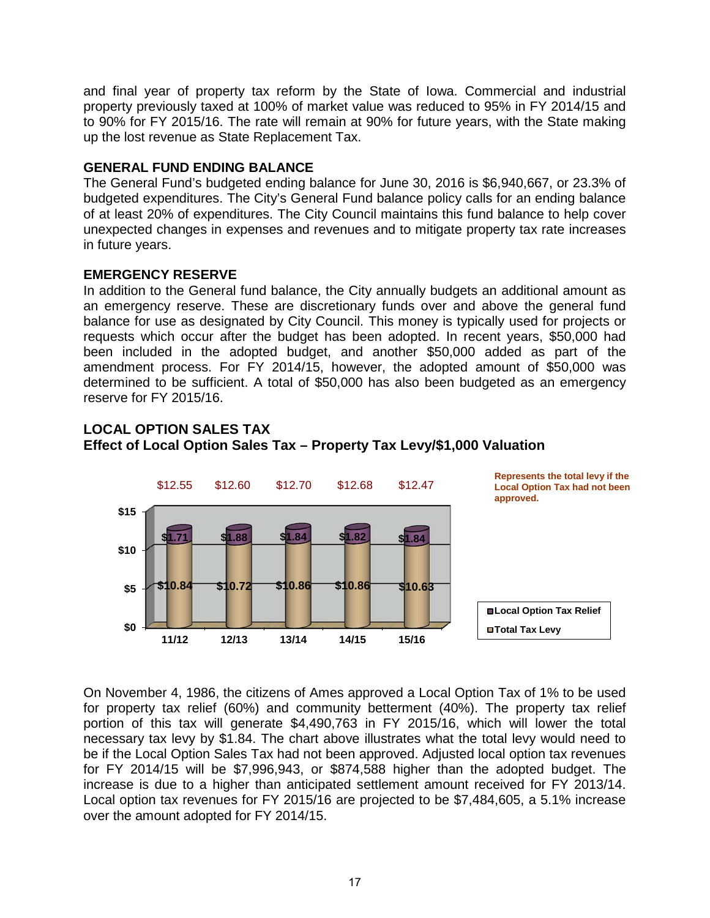and final year of property tax reform by the State of Iowa. Commercial and industrial property previously taxed at 100% of market value was reduced to 95% in FY 2014/15 and to 90% for FY 2015/16. The rate will remain at 90% for future years, with the State making up the lost revenue as State Replacement Tax.

## GENERAL FUND ENDING BALANCE

The General Fund's budgeted ending balance for June 30, 2016 is $6,940,667, or 23.3% of budgeted expenditures. The City's General Fund balance policy calls for an ending balance of at least 20% of expenditures. The City Council maintains this fund balance to help cover unexpected changes in expenses and revenues and to mitigate property tax rate increases in future years.

## EMERGENCY RESERVE

In addition to the General fund balance, the City annually budgets an additional amount as an emergency reserve. These are discretionary funds over and above the general fund balance for use as designated by City Council. This money is typically used for projects or requests which occur after the budget has been adopted. In recent years, $50,000 had been included in the adopted budget, and another $50,000 added as part of the amendment process. For FY 2014/15, however, the adopted amount of $50,000 was determined to be sufficient. A total of $50,000 has also been budgeted as an emergency reserve for FY 2015/16.

## LOCAL OPTION SALES TAX

### Effect of Local Option Sales Tax – Property Tax Levy/$1,000 Valuation

| | 11/12 | 12/13 | 13/14 | 14/15 | 15/16 |
|---|---|---|---|---|---|
| Local Option Tax Relief | $1.71 | $1.88 | $1.84 | $1.82 | $1.84 |
| Total Tax Levy | $10.84 | $10.72 | $10.86 | $10.86 | $10.63 |
| Represents the total levy if the Local Option Tax had not been approved. | $12.55 | $12.60 | $12.70 | $12.68 | $12.47 |

On November 4, 1986, the citizens of Ames approved a Local Option Tax of 1% to be used for property tax relief (60%) and community betterment (40%). The property tax relief portion of this tax will generate $4,490,763 in FY 2015/16, which will lower the total necessary tax levy by $1.84. The chart above illustrates what the total levy would need to be if the Local Option Sales Tax had not been approved. Adjusted local option tax revenues for FY 2014/15 will be $7,996,943, or $874,588 higher than the adopted budget. The increase is due to a higher than anticipated settlement amount received for FY 2013/14. Local option tax revenues for FY 2015/16 are projected to be $7,484,605, a 5.1% increase over the amount adopted for FY 2014/15.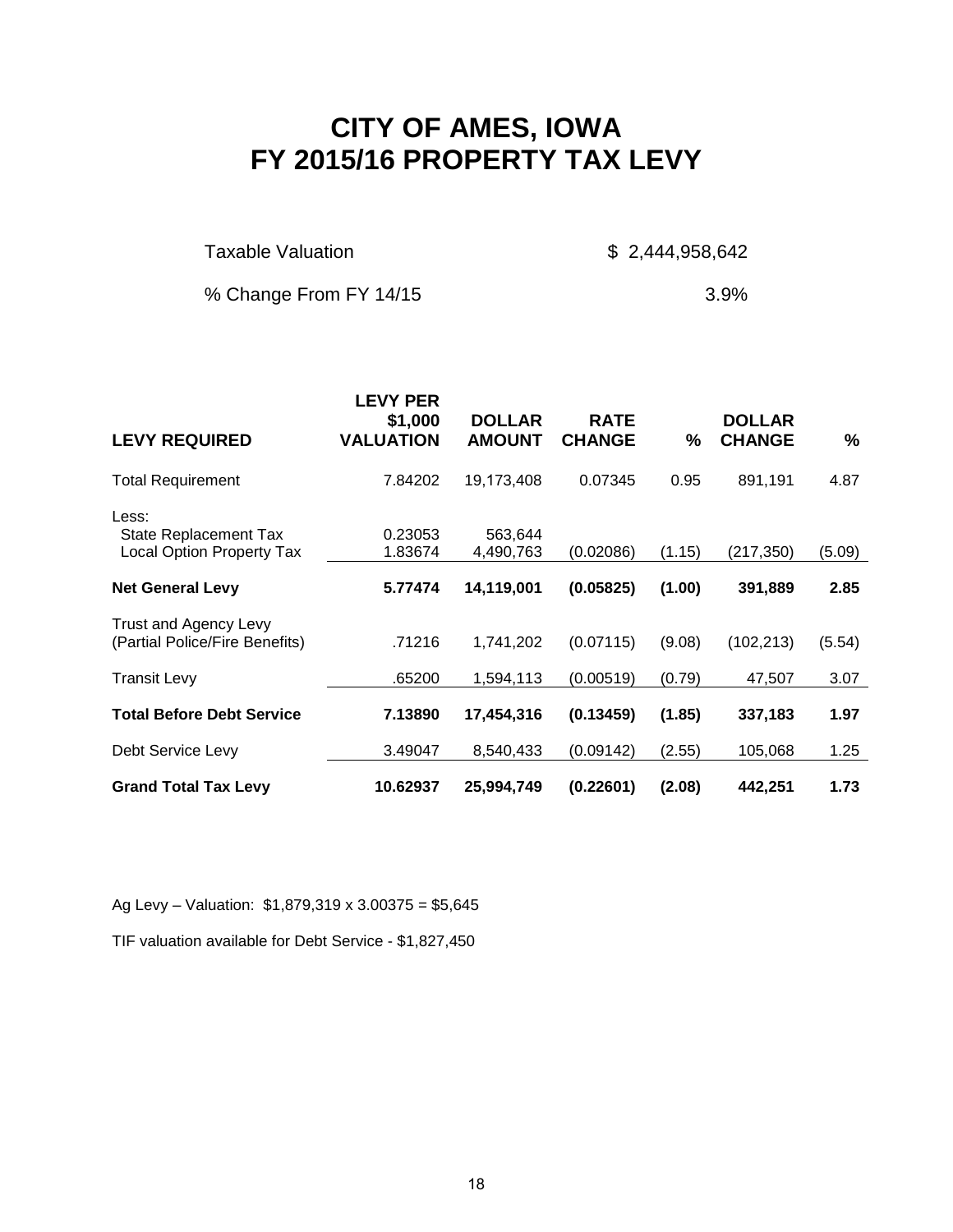# CITY OF AMES, IOWA
# FY 2015/16 PROPERTY TAX LEVY

| | |
|---|---|
| Taxable Valuation | $ 2,444,958,642 |
| % Change From FY 14/15 | 3.9% |

| LEVY REQUIRED | LEVY PER $1,000 VALUATION | DOLLAR AMOUNT | RATE CHANGE | % | DOLLAR CHANGE | % |
|---|---|---|---|---|---|---|
| Total Requirement | 7.84202 | 19,173,408 | 0.07345 | 0.95 | 891,191 | 4.87 |
| Less: | | | | | | |
| State Replacement Tax | 0.23053 | 563,644 | | | | |
| Local Option Property Tax | 1.83674 | 4,490,763 | (0.02086) | (1.15) | (217,350) | (5.09) |
| **Net General Levy** | **5.77474** | **14,119,001** | **(0.05825)** | **(1.00)** | **391,889** | **2.85** |
| Trust and Agency Levy (Partial Police/Fire Benefits) | .71216 | 1,741,202 | (0.07115) | (9.08) | (102,213) | (5.54) |
| Transit Levy | .65200 | 1,594,113 | (0.00519) | (0.79) | 47,507 | 3.07 |
| **Total Before Debt Service** | **7.13890** | **17,454,316** | **(0.13459)** | **(1.85)** | **337,183** | **1.97** |
| Debt Service Levy | 3.49047 | 8,540,433 | (0.09142) | (2.55) | 105,068 | 1.25 |
| **Grand Total Tax Levy** | **10.62937** | **25,994,749** | **(0.22601)** | **(2.08)** | **442,251** | **1.73** |

Ag Levy – Valuation: $1,879,319 x 3.00375 = $5,645

TIF valuation available for Debt Service - $1,827,450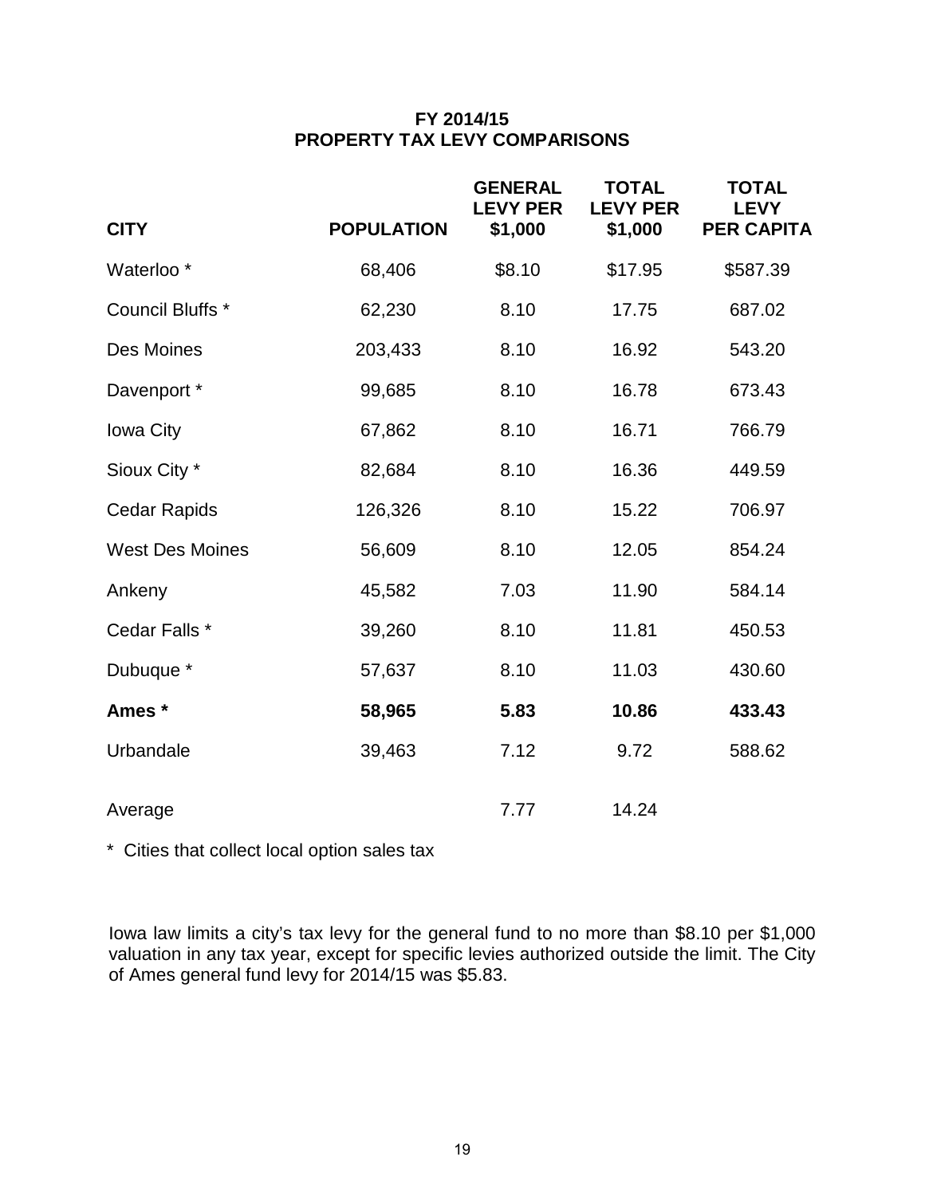# FY 2014/15
# PROPERTY TAX LEVY COMPARISONS

| CITY | POPULATION | GENERAL LEVY PER $1,000 | TOTAL LEVY PER $1,000 | TOTAL LEVY PER CAPITA |
|---|---|---|---|---|
| Waterloo * | 68,406 | $8.10 | $17.95 | $587.39 |
| Council Bluffs * | 62,230 | 8.10 | 17.75 | 687.02 |
| Des Moines | 203,433 | 8.10 | 16.92 | 543.20 |
| Davenport * | 99,685 | 8.10 | 16.78 | 673.43 |
| Iowa City | 67,862 | 8.10 | 16.71 | 766.79 |
| Sioux City * | 82,684 | 8.10 | 16.36 | 449.59 |
| Cedar Rapids | 126,326 | 8.10 | 15.22 | 706.97 |
| West Des Moines | 56,609 | 8.10 | 12.05 | 854.24 |
| Ankeny | 45,582 | 7.03 | 11.90 | 584.14 |
| Cedar Falls * | 39,260 | 8.10 | 11.81 | 450.53 |
| Dubuque * | 57,637 | 8.10 | 11.03 | 430.60 |
| **Ames *** | **58,965** | **5.83** | **10.86** | **433.43** |
| Urbandale | 39,463 | 7.12 | 9.72 | 588.62 |
| Average | | 7.77 | 14.24 | |

* Cities that collect local option sales tax

Iowa law limits a city's tax levy for the general fund to no more than $8.10 per $1,000 valuation in any tax year, except for specific levies authorized outside the limit. The City of Ames general fund levy for 2014/15 was $5.83.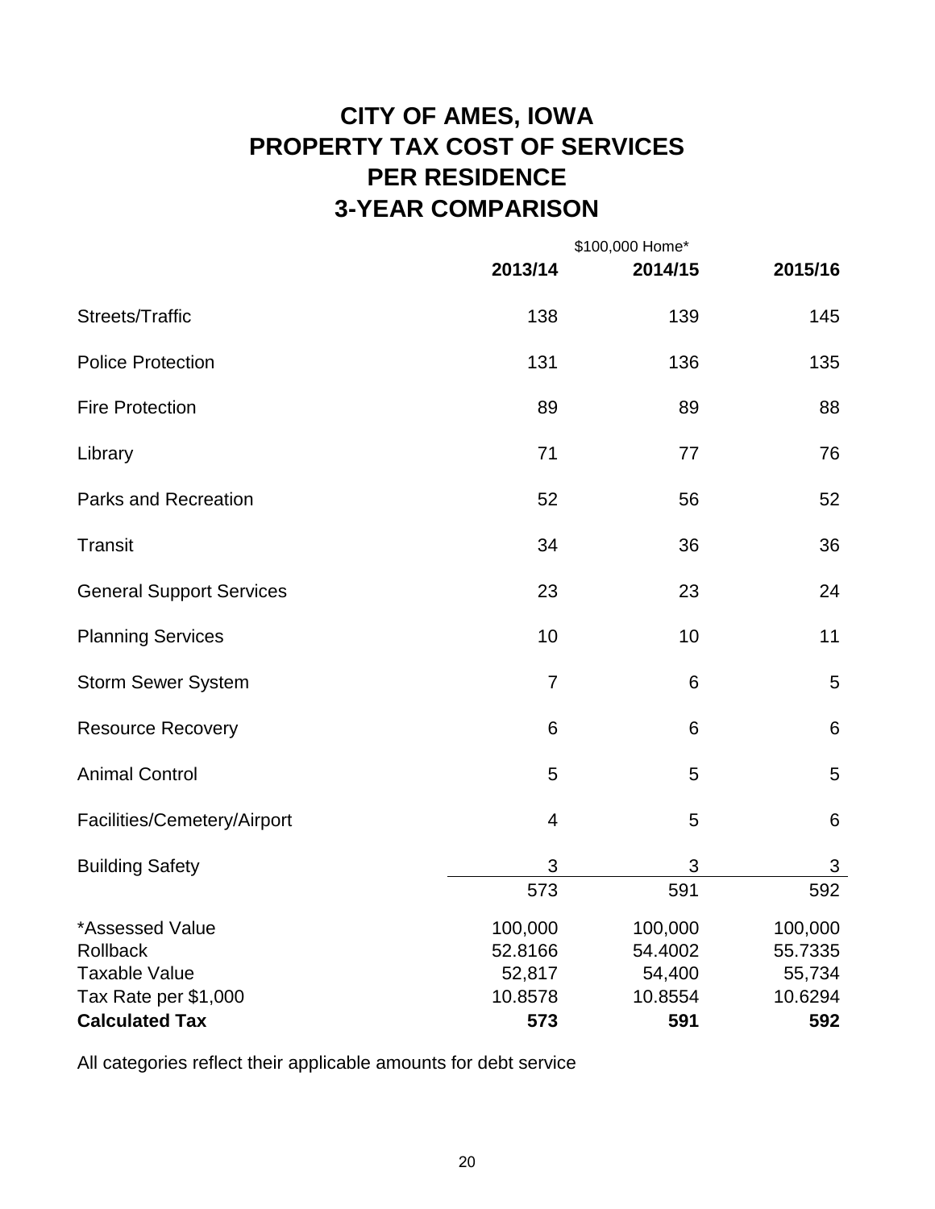# CITY OF AMES, IOWA
# PROPERTY TAX COST OF SERVICES
# PER RESIDENCE
# 3-YEAR COMPARISON

| | $100,000 Home* | | |
|---|---|---|---|
| | **2013/14** | **2014/15** | **2015/16** |
| Streets/Traffic | 138 | 139 | 145 |
| Police Protection | 131 | 136 | 135 |
| Fire Protection | 89 | 89 | 88 |
| Library | 71 | 77 | 76 |
| Parks and Recreation | 52 | 56 | 52 |
| Transit | 34 | 36 | 36 |
| General Support Services | 23 | 23 | 24 |
| Planning Services | 10 | 10 | 11 |
| Storm Sewer System | 7 | 6 | 5 |
| Resource Recovery | 6 | 6 | 6 |
| Animal Control | 5 | 5 | 5 |
| Facilities/Cemetery/Airport | 4 | 5 | 6 |
| Building Safety | 3 | 3 | 3 |
| | 573 | 591 | 592 |
| *Assessed Value | 100,000 | 100,000 | 100,000 |
| Rollback | 52.8166 | 54.4002 | 55.7335 |
| Taxable Value | 52,817 | 54,400 | 55,734 |
| Tax Rate per $1,000 | 10.8578 | 10.8554 | 10.6294 |
| **Calculated Tax** | **573** | **591** | **592** |

All categories reflect their applicable amounts for debt service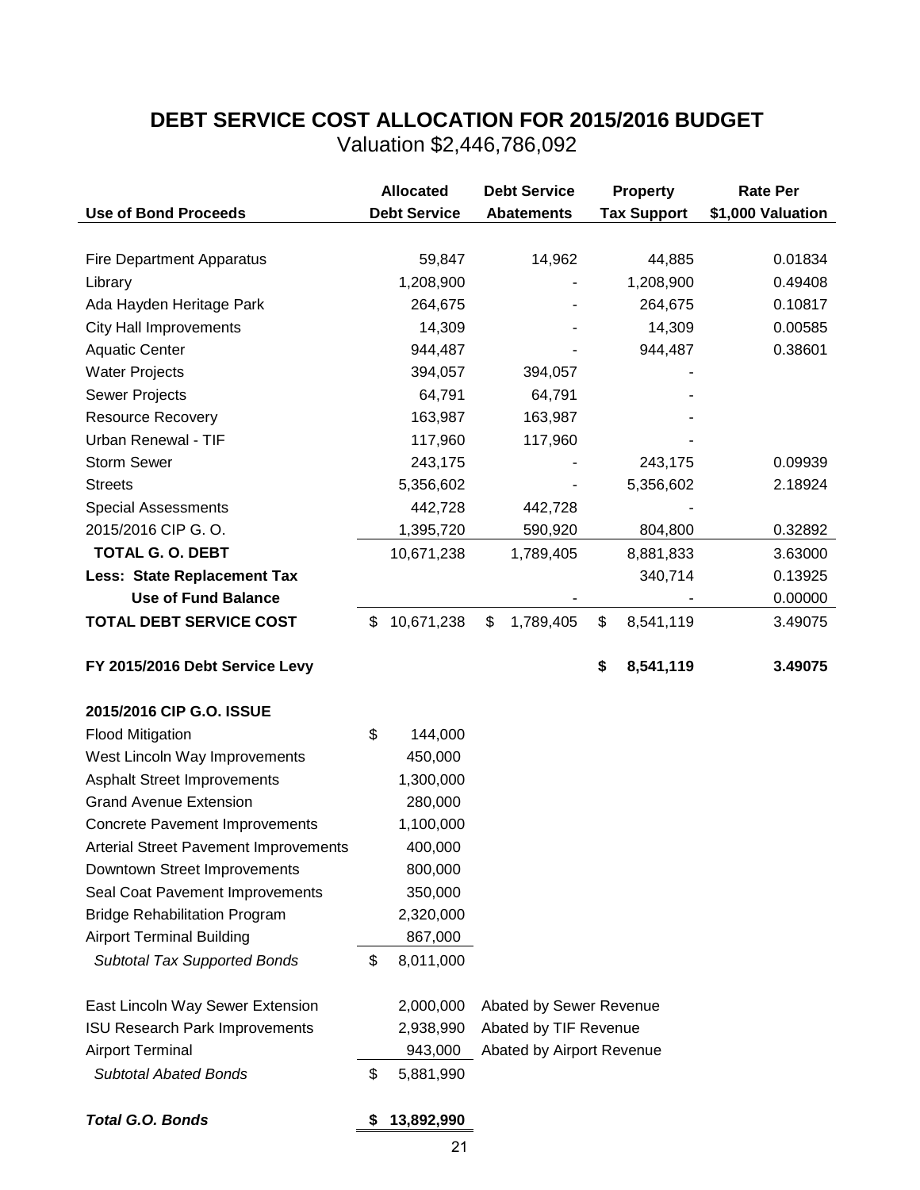# DEBT SERVICE COST ALLOCATION FOR 2015/2016 BUDGET

Valuation $2,446,786,092

| Use of Bond Proceeds | Allocated Debt Service | Debt Service Abatements | Property Tax Support | Rate Per $1,000 Valuation |
|---|---|---|---|---|
| Fire Department Apparatus | 59,847 | 14,962 | 44,885 | 0.01834 |
| Library | 1,208,900 | - | 1,208,900 | 0.49408 |
| Ada Hayden Heritage Park | 264,675 | - | 264,675 | 0.10817 |
| City Hall Improvements | 14,309 | - | 14,309 | 0.00585 |
| Aquatic Center | 944,487 | - | 944,487 | 0.38601 |
| Water Projects | 394,057 | 394,057 | - | |
| Sewer Projects | 64,791 | 64,791 | - | |
| Resource Recovery | 163,987 | 163,987 | - | |
| Urban Renewal - TIF | 117,960 | 117,960 | - | |
| Storm Sewer | 243,175 | - | 243,175 | 0.09939 |
| Streets | 5,356,602 | - | 5,356,602 | 2.18924 |
| Special Assessments | 442,728 | 442,728 | - | |
| 2015/2016 CIP G. O. | 1,395,720 | 590,920 | 804,800 | 0.32892 |
| **TOTAL G. O. DEBT** | 10,671,238 | 1,789,405 | 8,881,833 | 3.63000 |
| **Less: State Replacement Tax** | | | 340,714 | 0.13925 |
| **Use of Fund Balance** | | - | - | 0.00000 |
| **TOTAL DEBT SERVICE COST** | $ 10,671,238 | $ 1,789,405 | $ 8,541,119 | 3.49075 |
| | | | | |
| **FY 2015/2016 Debt Service Levy** | | | **$ 8,541,119** | **3.49075** |

| **2015/2016 CIP G.O. ISSUE** | | |
|---|---|---|
| Flood Mitigation | $ 144,000 | |
| West Lincoln Way Improvements | 450,000 | |
| Asphalt Street Improvements | 1,300,000 | |
| Grand Avenue Extension | 280,000 | |
| Concrete Pavement Improvements | 1,100,000 | |
| Arterial Street Pavement Improvements | 400,000 | |
| Downtown Street Improvements | 800,000 | |
| Seal Coat Pavement Improvements | 350,000 | |
| Bridge Rehabilitation Program | 2,320,000 | |
| Airport Terminal Building | 867,000 | |
| *Subtotal Tax Supported Bonds* | $ 8,011,000 | |
| | | |
| East Lincoln Way Sewer Extension | 2,000,000 | Abated by Sewer Revenue |
| ISU Research Park Improvements | 2,938,990 | Abated by TIF Revenue |
| Airport Terminal | 943,000 | Abated by Airport Revenue |
| *Subtotal Abated Bonds* | $ 5,881,990 | |
| | | |
| ***Total G.O. Bonds*** | **$ 13,892,990** | |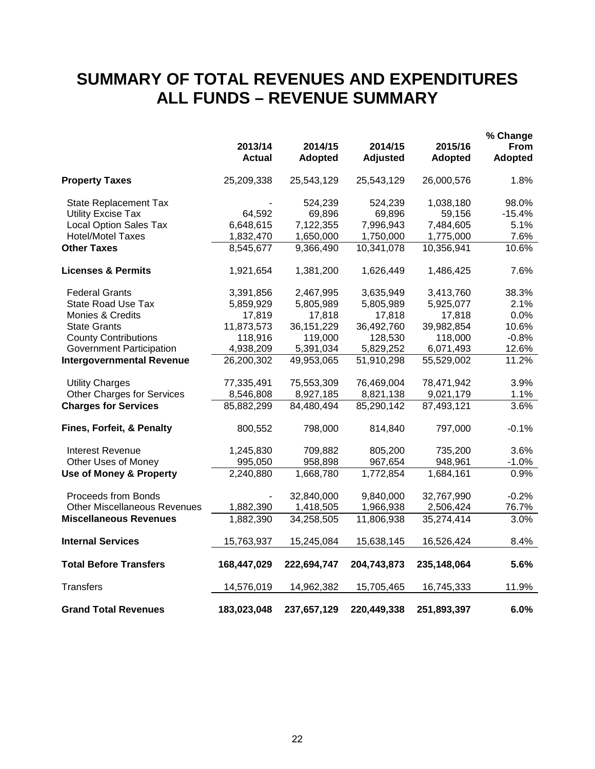# SUMMARY OF TOTAL REVENUES AND EXPENDITURES
# ALL FUNDS – REVENUE SUMMARY

| | 2013/14 Actual | 2014/15 Adopted | 2014/15 Adjusted | 2015/16 Adopted | % Change From Adopted |
|---|---|---|---|---|---|
| **Property Taxes** | 25,209,338 | 25,543,129 | 25,543,129 | 26,000,576 | 1.8% |
| State Replacement Tax | - | 524,239 | 524,239 | 1,038,180 | 98.0% |
| Utility Excise Tax | 64,592 | 69,896 | 69,896 | 59,156 | -15.4% |
| Local Option Sales Tax | 6,648,615 | 7,122,355 | 7,996,943 | 7,484,605 | 5.1% |
| Hotel/Motel Taxes | 1,832,470 | 1,650,000 | 1,750,000 | 1,775,000 | 7.6% |
| **Other Taxes** | 8,545,677 | 9,366,490 | 10,341,078 | 10,356,941 | 10.6% |
| **Licenses & Permits** | 1,921,654 | 1,381,200 | 1,626,449 | 1,486,425 | 7.6% |
| Federal Grants | 3,391,856 | 2,467,995 | 3,635,949 | 3,413,760 | 38.3% |
| State Road Use Tax | 5,859,929 | 5,805,989 | 5,805,989 | 5,925,077 | 2.1% |
| Monies & Credits | 17,819 | 17,818 | 17,818 | 17,818 | 0.0% |
| State Grants | 11,873,573 | 36,151,229 | 36,492,760 | 39,982,854 | 10.6% |
| County Contributions | 118,916 | 119,000 | 128,530 | 118,000 | -0.8% |
| Government Participation | 4,938,209 | 5,391,034 | 5,829,252 | 6,071,493 | 12.6% |
| **Intergovernmental Revenue** | 26,200,302 | 49,953,065 | 51,910,298 | 55,529,002 | 11.2% |
| Utility Charges | 77,335,491 | 75,553,309 | 76,469,004 | 78,471,942 | 3.9% |
| Other Charges for Services | 8,546,808 | 8,927,185 | 8,821,138 | 9,021,179 | 1.1% |
| **Charges for Services** | 85,882,299 | 84,480,494 | 85,290,142 | 87,493,121 | 3.6% |
| **Fines, Forfeit, & Penalty** | 800,552 | 798,000 | 814,840 | 797,000 | -0.1% |
| Interest Revenue | 1,245,830 | 709,882 | 805,200 | 735,200 | 3.6% |
| Other Uses of Money | 995,050 | 958,898 | 967,654 | 948,961 | -1.0% |
| **Use of Money & Property** | 2,240,880 | 1,668,780 | 1,772,854 | 1,684,161 | 0.9% |
| Proceeds from Bonds | - | 32,840,000 | 9,840,000 | 32,767,990 | -0.2% |
| Other Miscellaneous Revenues | 1,882,390 | 1,418,505 | 1,966,938 | 2,506,424 | 76.7% |
| **Miscellaneous Revenues** | 1,882,390 | 34,258,505 | 11,806,938 | 35,274,414 | 3.0% |
| **Internal Services** | 15,763,937 | 15,245,084 | 15,638,145 | 16,526,424 | 8.4% |
| **Total Before Transfers** | **168,447,029** | **222,694,747** | **204,743,873** | **235,148,064** | **5.6%** |
| Transfers | 14,576,019 | 14,962,382 | 15,705,465 | 16,745,333 | 11.9% |
| **Grand Total Revenues** | **183,023,048** | **237,657,129** | **220,449,338** | **251,893,397** | **6.0%** |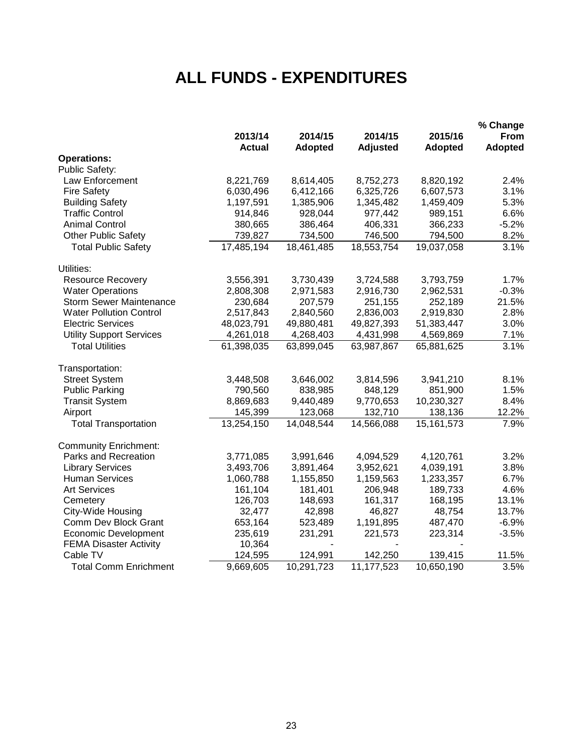# ALL FUNDS - EXPENDITURES

| | 2013/14 Actual | 2014/15 Adopted | 2014/15 Adjusted | 2015/16 Adopted | % Change From Adopted |
|---|---|---|---|---|---|
| **Operations:** | | | | | |
| Public Safety: | | | | | |
| Law Enforcement | 8,221,769 | 8,614,405 | 8,752,273 | 8,820,192 | 2.4% |
| Fire Safety | 6,030,496 | 6,412,166 | 6,325,726 | 6,607,573 | 3.1% |
| Building Safety | 1,197,591 | 1,385,906 | 1,345,482 | 1,459,409 | 5.3% |
| Traffic Control | 914,846 | 928,044 | 977,442 | 989,151 | 6.6% |
| Animal Control | 380,665 | 386,464 | 406,331 | 366,233 | -5.2% |
| Other Public Safety | 739,827 | 734,500 | 746,500 | 794,500 | 8.2% |
| Total Public Safety | 17,485,194 | 18,461,485 | 18,553,754 | 19,037,058 | 3.1% |
| Utilities: | | | | | |
| Resource Recovery | 3,556,391 | 3,730,439 | 3,724,588 | 3,793,759 | 1.7% |
| Water Operations | 2,808,308 | 2,971,583 | 2,916,730 | 2,962,531 | -0.3% |
| Storm Sewer Maintenance | 230,684 | 207,579 | 251,155 | 252,189 | 21.5% |
| Water Pollution Control | 2,517,843 | 2,840,560 | 2,836,003 | 2,919,830 | 2.8% |
| Electric Services | 48,023,791 | 49,880,481 | 49,827,393 | 51,383,447 | 3.0% |
| Utility Support Services | 4,261,018 | 4,268,403 | 4,431,998 | 4,569,869 | 7.1% |
| Total Utilities | 61,398,035 | 63,899,045 | 63,987,867 | 65,881,625 | 3.1% |
| Transportation: | | | | | |
| Street System | 3,448,508 | 3,646,002 | 3,814,596 | 3,941,210 | 8.1% |
| Public Parking | 790,560 | 838,985 | 848,129 | 851,900 | 1.5% |
| Transit System | 8,869,683 | 9,440,489 | 9,770,653 | 10,230,327 | 8.4% |
| Airport | 145,399 | 123,068 | 132,710 | 138,136 | 12.2% |
| Total Transportation | 13,254,150 | 14,048,544 | 14,566,088 | 15,161,573 | 7.9% |
| Community Enrichment: | | | | | |
| Parks and Recreation | 3,771,085 | 3,991,646 | 4,094,529 | 4,120,761 | 3.2% |
| Library Services | 3,493,706 | 3,891,464 | 3,952,621 | 4,039,191 | 3.8% |
| Human Services | 1,060,788 | 1,155,850 | 1,159,563 | 1,233,357 | 6.7% |
| Art Services | 161,104 | 181,401 | 206,948 | 189,733 | 4.6% |
| Cemetery | 126,703 | 148,693 | 161,317 | 168,195 | 13.1% |
| City-Wide Housing | 32,477 | 42,898 | 46,827 | 48,754 | 13.7% |
| Comm Dev Block Grant | 653,164 | 523,489 | 1,191,895 | 487,470 | -6.9% |
| Economic Development | 235,619 | 231,291 | 221,573 | 223,314 | -3.5% |
| FEMA Disaster Activity | 10,364 | - | - | - | |
| Cable TV | 124,595 | 124,991 | 142,250 | 139,415 | 11.5% |
| Total Comm Enrichment | 9,669,605 | 10,291,723 | 11,177,523 | 10,650,190 | 3.5% |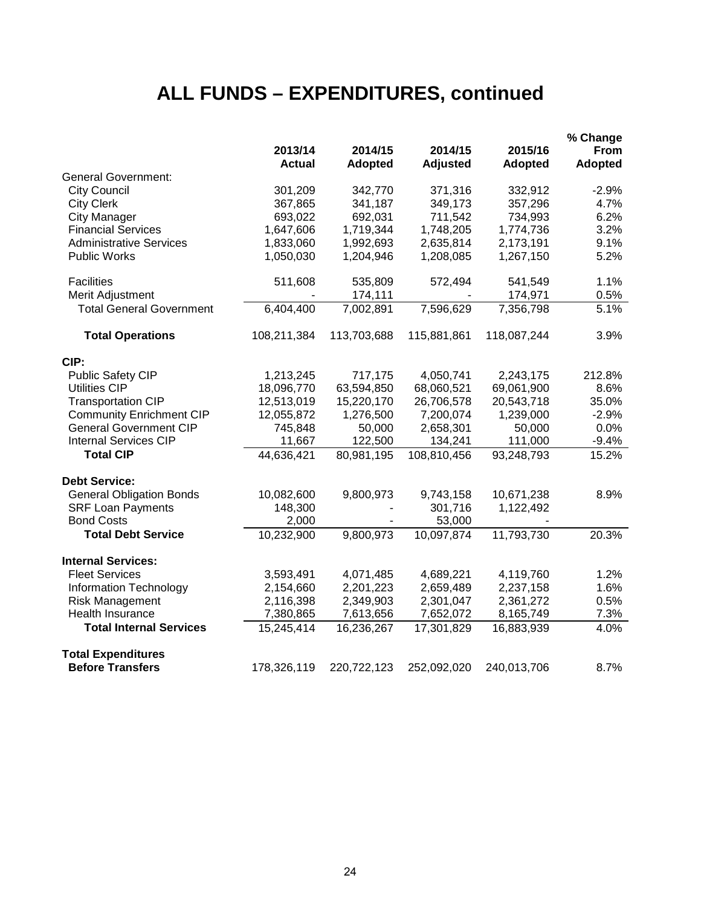# ALL FUNDS – EXPENDITURES, continued

| | 2013/14 Actual | 2014/15 Adopted | 2014/15 Adjusted | 2015/16 Adopted | % Change From Adopted |
|---|---|---|---|---|---|
| General Government: | | | | | |
| City Council | 301,209 | 342,770 | 371,316 | 332,912 | -2.9% |
| City Clerk | 367,865 | 341,187 | 349,173 | 357,296 | 4.7% |
| City Manager | 693,022 | 692,031 | 711,542 | 734,993 | 6.2% |
| Financial Services | 1,647,606 | 1,719,344 | 1,748,205 | 1,774,736 | 3.2% |
| Administrative Services | 1,833,060 | 1,992,693 | 2,635,814 | 2,173,191 | 9.1% |
| Public Works | 1,050,030 | 1,204,946 | 1,208,085 | 1,267,150 | 5.2% |
| Facilities | 511,608 | 535,809 | 572,494 | 541,549 | 1.1% |
| Merit Adjustment | - | 174,111 | - | 174,971 | 0.5% |
| Total General Government | 6,404,400 | 7,002,891 | 7,596,629 | 7,356,798 | 5.1% |
| **Total Operations** | 108,211,384 | 113,703,688 | 115,881,861 | 118,087,244 | 3.9% |
| **CIP:** | | | | | |
| Public Safety CIP | 1,213,245 | 717,175 | 4,050,741 | 2,243,175 | 212.8% |
| Utilities CIP | 18,096,770 | 63,594,850 | 68,060,521 | 69,061,900 | 8.6% |
| Transportation CIP | 12,513,019 | 15,220,170 | 26,706,578 | 20,543,718 | 35.0% |
| Community Enrichment CIP | 12,055,872 | 1,276,500 | 7,200,074 | 1,239,000 | -2.9% |
| General Government CIP | 745,848 | 50,000 | 2,658,301 | 50,000 | 0.0% |
| Internal Services CIP | 11,667 | 122,500 | 134,241 | 111,000 | -9.4% |
| **Total CIP** | 44,636,421 | 80,981,195 | 108,810,456 | 93,248,793 | 15.2% |
| **Debt Service:** | | | | | |
| General Obligation Bonds | 10,082,600 | 9,800,973 | 9,743,158 | 10,671,238 | 8.9% |
| SRF Loan Payments | 148,300 | - | 301,716 | 1,122,492 | |
| Bond Costs | 2,000 | - | 53,000 | - | |
| **Total Debt Service** | 10,232,900 | 9,800,973 | 10,097,874 | 11,793,730 | 20.3% |
| **Internal Services:** | | | | | |
| Fleet Services | 3,593,491 | 4,071,485 | 4,689,221 | 4,119,760 | 1.2% |
| Information Technology | 2,154,660 | 2,201,223 | 2,659,489 | 2,237,158 | 1.6% |
| Risk Management | 2,116,398 | 2,349,903 | 2,301,047 | 2,361,272 | 0.5% |
| Health Insurance | 7,380,865 | 7,613,656 | 7,652,072 | 8,165,749 | 7.3% |
| **Total Internal Services** | 15,245,414 | 16,236,267 | 17,301,829 | 16,883,939 | 4.0% |
| **Total Expenditures Before Transfers** | 178,326,119 | 220,722,123 | 252,092,020 | 240,013,706 | 8.7% |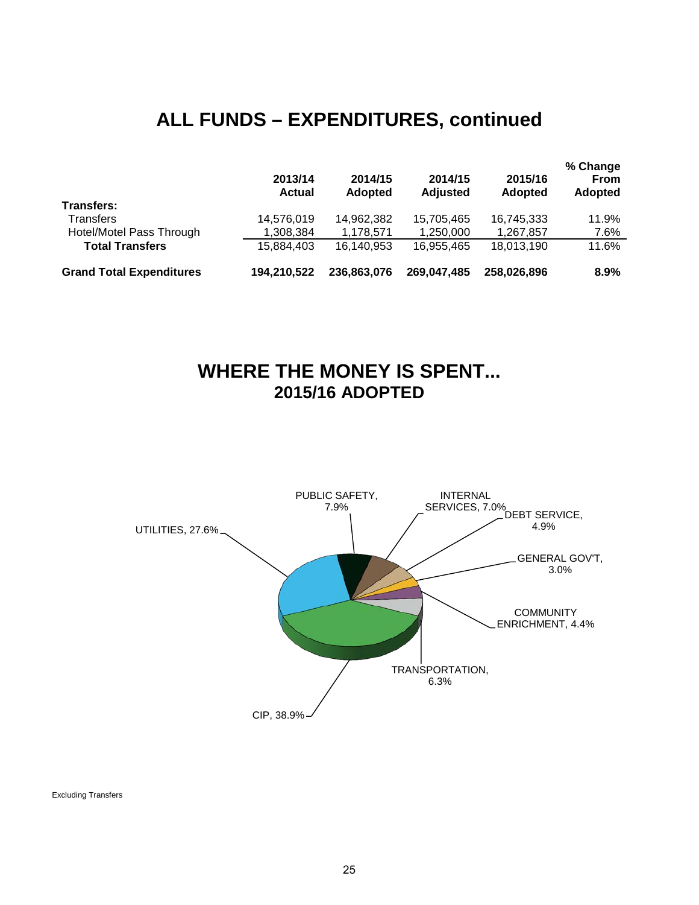# ALL FUNDS – EXPENDITURES, continued

| | 2013/14 Actual | 2014/15 Adopted | 2014/15 Adjusted | 2015/16 Adopted | % Change From Adopted |
|---|---|---|---|---|---|
| **Transfers:** | | | | | |
| Transfers | 14,576,019 | 14,962,382 | 15,705,465 | 16,745,333 | 11.9% |
| Hotel/Motel Pass Through | 1,308,384 | 1,178,571 | 1,250,000 | 1,267,857 | 7.6% |
| **Total Transfers** | 15,884,403 | 16,140,953 | 16,955,465 | 18,013,190 | 11.6% |
| **Grand Total Expenditures** | **194,210,522** | **236,863,076** | **269,047,485** | **258,026,896** | **8.9%** |

## WHERE THE MONEY IS SPENT...
### 2015/16 ADOPTED

PUBLIC SAFETY, 7.9%
INTERNAL SERVICES, 7.0%
DEBT SERVICE, 4.9%
GENERAL GOV'T, 3.0%
COMMUNITY ENRICHMENT, 4.4%
TRANSPORTATION, 6.3%
CIP, 38.9%
UTILITIES, 27.6%

Excluding Transfers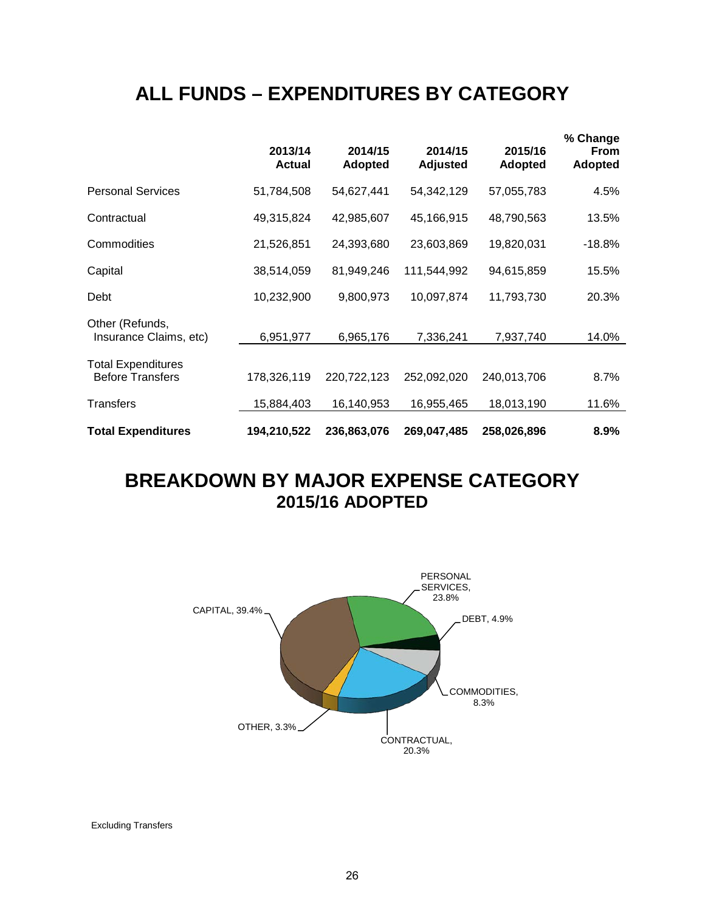# ALL FUNDS – EXPENDITURES BY CATEGORY

| | 2013/14 Actual | 2014/15 Adopted | 2014/15 Adjusted | 2015/16 Adopted | % Change From Adopted |
|---|---|---|---|---|---|
| Personal Services | 51,784,508 | 54,627,441 | 54,342,129 | 57,055,783 | 4.5% |
| Contractual | 49,315,824 | 42,985,607 | 45,166,915 | 48,790,563 | 13.5% |
| Commodities | 21,526,851 | 24,393,680 | 23,603,869 | 19,820,031 | -18.8% |
| Capital | 38,514,059 | 81,949,246 | 111,544,992 | 94,615,859 | 15.5% |
| Debt | 10,232,900 | 9,800,973 | 10,097,874 | 11,793,730 | 20.3% |
| Other (Refunds, Insurance Claims, etc) | 6,951,977 | 6,965,176 | 7,336,241 | 7,937,740 | 14.0% |
| Total Expenditures Before Transfers | 178,326,119 | 220,722,123 | 252,092,020 | 240,013,706 | 8.7% |
| Transfers | 15,884,403 | 16,140,953 | 16,955,465 | 18,013,190 | 11.6% |
| **Total Expenditures** | **194,210,522** | **236,863,076** | **269,047,485** | **258,026,896** | **8.9%** |

# BREAKDOWN BY MAJOR EXPENSE CATEGORY
## 2015/16 ADOPTED

| Category | % |
|---|---|
| Capital | 39.4% |
| Personal Services | 23.8% |
| Contractual | 20.3% |
| Commodities | 8.3% |
| Debt | 4.9% |
| Other | 3.3% |

Excluding Transfers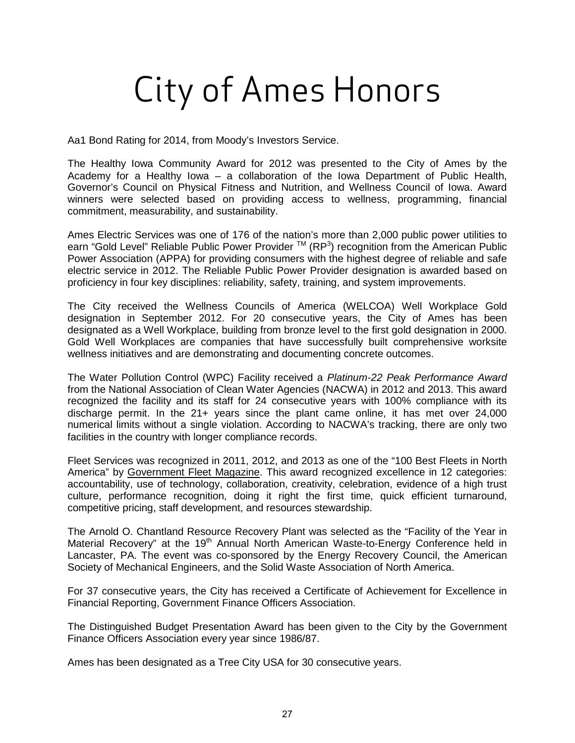# City of Ames Honors

Aa1 Bond Rating for 2014, from Moody's Investors Service.

The Healthy Iowa Community Award for 2012 was presented to the City of Ames by the Academy for a Healthy Iowa – a collaboration of the Iowa Department of Public Health, Governor's Council on Physical Fitness and Nutrition, and Wellness Council of Iowa. Award winners were selected based on providing access to wellness, programming, financial commitment, measurability, and sustainability.

Ames Electric Services was one of 176 of the nation's more than 2,000 public power utilities to earn "Gold Level" Reliable Public Power Provider ™ ($RP^3$) recognition from the American Public Power Association (APPA) for providing consumers with the highest degree of reliable and safe electric service in 2012. The Reliable Public Power Provider designation is awarded based on proficiency in four key disciplines: reliability, safety, training, and system improvements.

The City received the Wellness Councils of America (WELCOA) Well Workplace Gold designation in September 2012. For 20 consecutive years, the City of Ames has been designated as a Well Workplace, building from bronze level to the first gold designation in 2000. Gold Well Workplaces are companies that have successfully built comprehensive worksite wellness initiatives and are demonstrating and documenting concrete outcomes.

The Water Pollution Control (WPC) Facility received a *Platinum-22 Peak Performance Award* from the National Association of Clean Water Agencies (NACWA) in 2012 and 2013. This award recognized the facility and its staff for 24 consecutive years with 100% compliance with its discharge permit. In the 21+ years since the plant came online, it has met over 24,000 numerical limits without a single violation. According to NACWA's tracking, there are only two facilities in the country with longer compliance records.

Fleet Services was recognized in 2011, 2012, and 2013 as one of the "100 Best Fleets in North America" by Government Fleet Magazine. This award recognized excellence in 12 categories: accountability, use of technology, collaboration, creativity, celebration, evidence of a high trust culture, performance recognition, doing it right the first time, quick efficient turnaround, competitive pricing, staff development, and resources stewardship.

The Arnold O. Chantland Resource Recovery Plant was selected as the "Facility of the Year in Material Recovery" at the 19th Annual North American Waste-to-Energy Conference held in Lancaster, PA. The event was co-sponsored by the Energy Recovery Council, the American Society of Mechanical Engineers, and the Solid Waste Association of North America.

For 37 consecutive years, the City has received a Certificate of Achievement for Excellence in Financial Reporting, Government Finance Officers Association.

The Distinguished Budget Presentation Award has been given to the City by the Government Finance Officers Association every year since 1986/87.

Ames has been designated as a Tree City USA for 30 consecutive years.